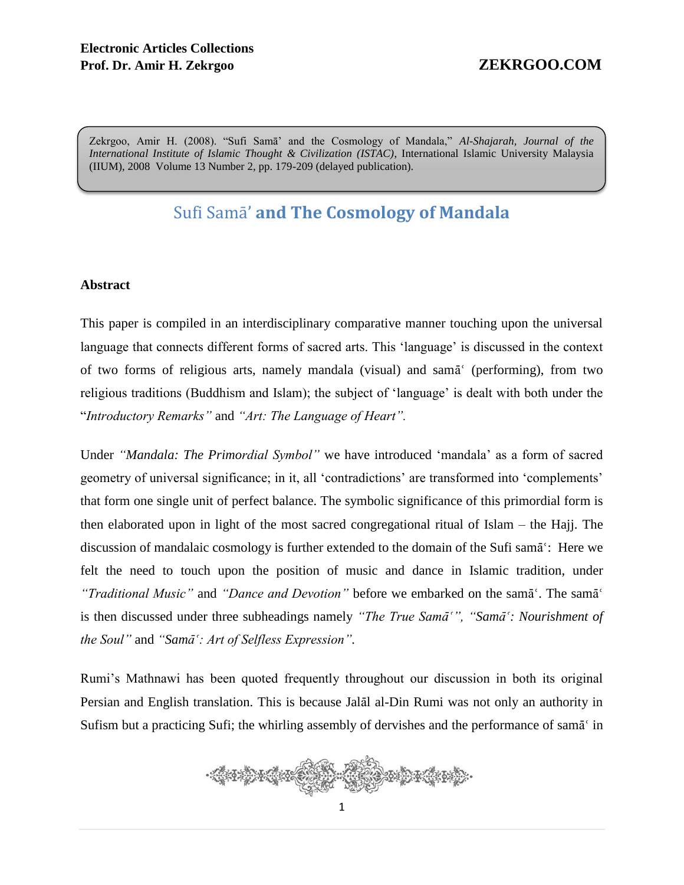Zekrgoo, Amir H. (2008). "Sufi Samā' and the Cosmology of Mandala," *Al-Shajarah, Journal of the International Institute of Islamic Thought & Civilization (ISTAC)*, International Islamic University Malaysia (IIUM), 2008 Volume 13 Number 2, pp. 179-209 (delayed publication).

# Sufi Samā' **and The Cosmology of Mandala**

## Abstract

This paper is compiled in an interdisciplinary comparative manner touching upon the universal language that connects different forms of sacred arts. This 'language' is discussed in the context of two forms of religious arts, namely mandala (visual) and samāʿ (performing), from two religious traditions (Buddhism and Islam); the subject of 'language' is dealt with both under the "*Introductory Remarks"* and *"Art: The Language of Heart".*

Under *"Mandala: The Primordial Symbol"* we have introduced 'mandala' as a form of sacred geometry of universal significance; in it, all 'contradictions' are transformed into 'complements' that form one single unit of perfect balance. The symbolic significance of this primordial form is then elaborated upon in light of the most sacred congregational ritual of Islam – the Hajj. The discussion of mandalaic cosmology is further extended to the domain of the Sufi samāʿ: Here we felt the need to touch upon the position of music and dance in Islamic tradition, under *"Traditional Music"* and *"Dance and Devotion"* before we embarked on the samāʿ. The samāʿ is then discussed under three subheadings namely *"The True Samāʿ", "Samāʿ: Nourishment of the Soul"* and *"Samāʿ: Art of Selfless Expression"*.

Rumi's Mathnawi has been quoted frequently throughout our discussion in both its original Persian and English translation. This is because Jalāl al-Din Rumi was not only an authority in Sufism but a practicing Sufi; the whirling assembly of dervishes and the performance of samāʿ in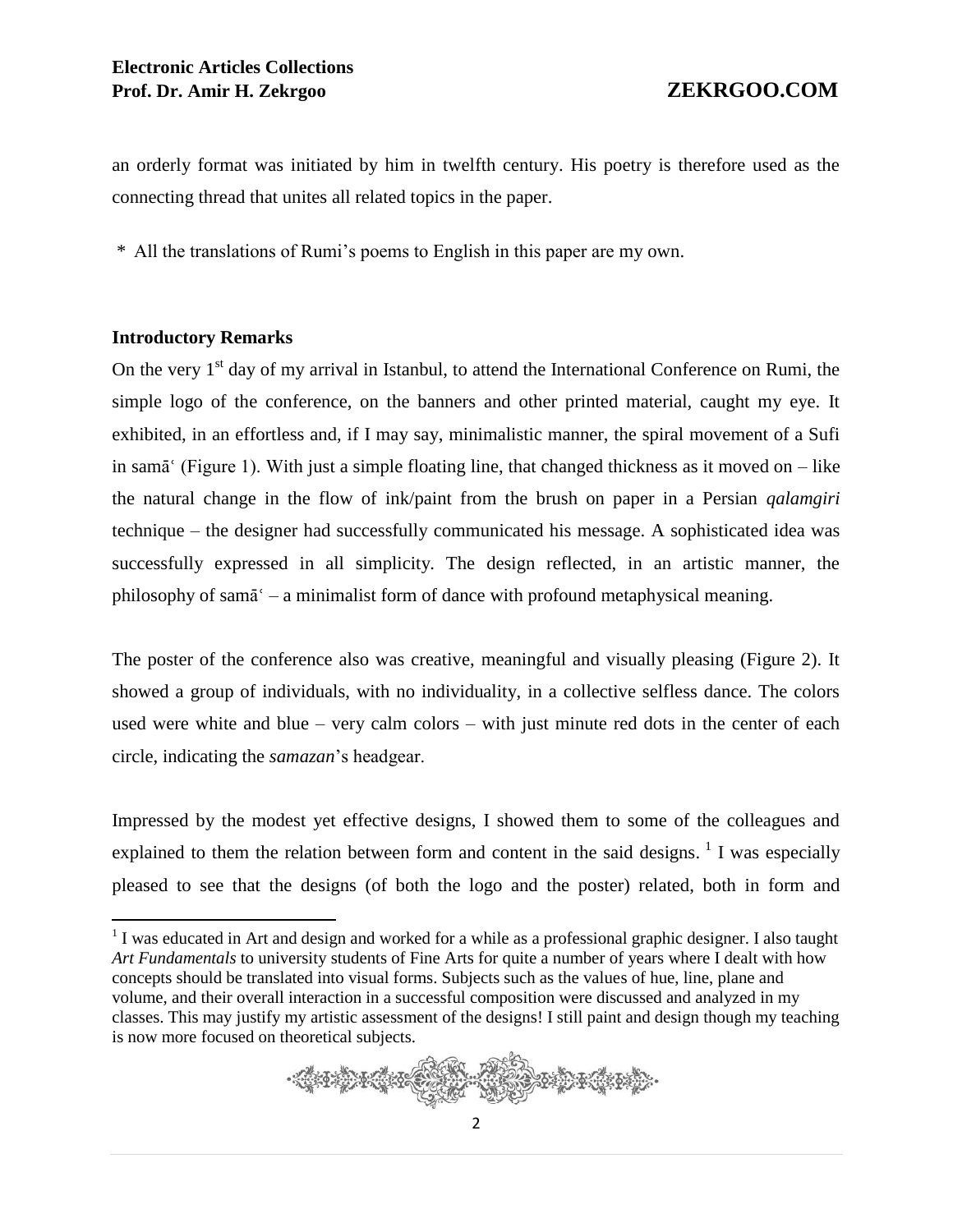an orderly format was initiated by him in twelfth century. His poetry is therefore used as the connecting thread that unites all related topics in the paper.

\* All the translations of Rumi's poems to English in this paper are my own.

**Introductory Remarks**

On the very 1st day of my arrival in Istanbul, to attend the International Conference on Rumi, the simple logo of the conference, on the banners and other printed material, caught my eye. It exhibited, in an effortless and, if I may say, minimalistic manner, the spiral movement of a Sufi in samāʿ (Figure 1). With just a simple floating line, that changed thickness as it moved on – like the natural change in the flow of ink/paint from the brush on paper in a Persian *qalamgiri* technique – the designer had successfully communicated his message. A sophisticated idea was successfully expressed in all simplicity. The design reflected, in an artistic manner, the philosophy of samāʿ – a minimalist form of dance with profound metaphysical meaning.

The poster of the conference also was creative, meaningful and visually pleasing (Figure 2). It showed a group of individuals, with no individuality, in a collective selfless dance. The colors used were white and blue – very calm colors – with just minute red dots in the center of each circle, indicating the *samazan*'s headgear.

Impressed by the modest yet effective designs, I showed them to some of the colleagues and explained to them the relation between form and content in the said designs. [1] I was especially pleased to see that the designs (of both the logo and the poster) related, both in form and

[1] I was educated in Art and design and worked for a while as a professional graphic designer. I also taught *Art Fundamentals* to university students of Fine Arts for quite a number of years where I dealt with how concepts should be translated into visual forms. Subjects such as the values of hue, line, plane and volume, and their overall interaction in a successful composition were discussed and analyzed in my classes. This may justify my artistic assessment of the designs! I still paint and design though my teaching is now more focused on theoretical subjects.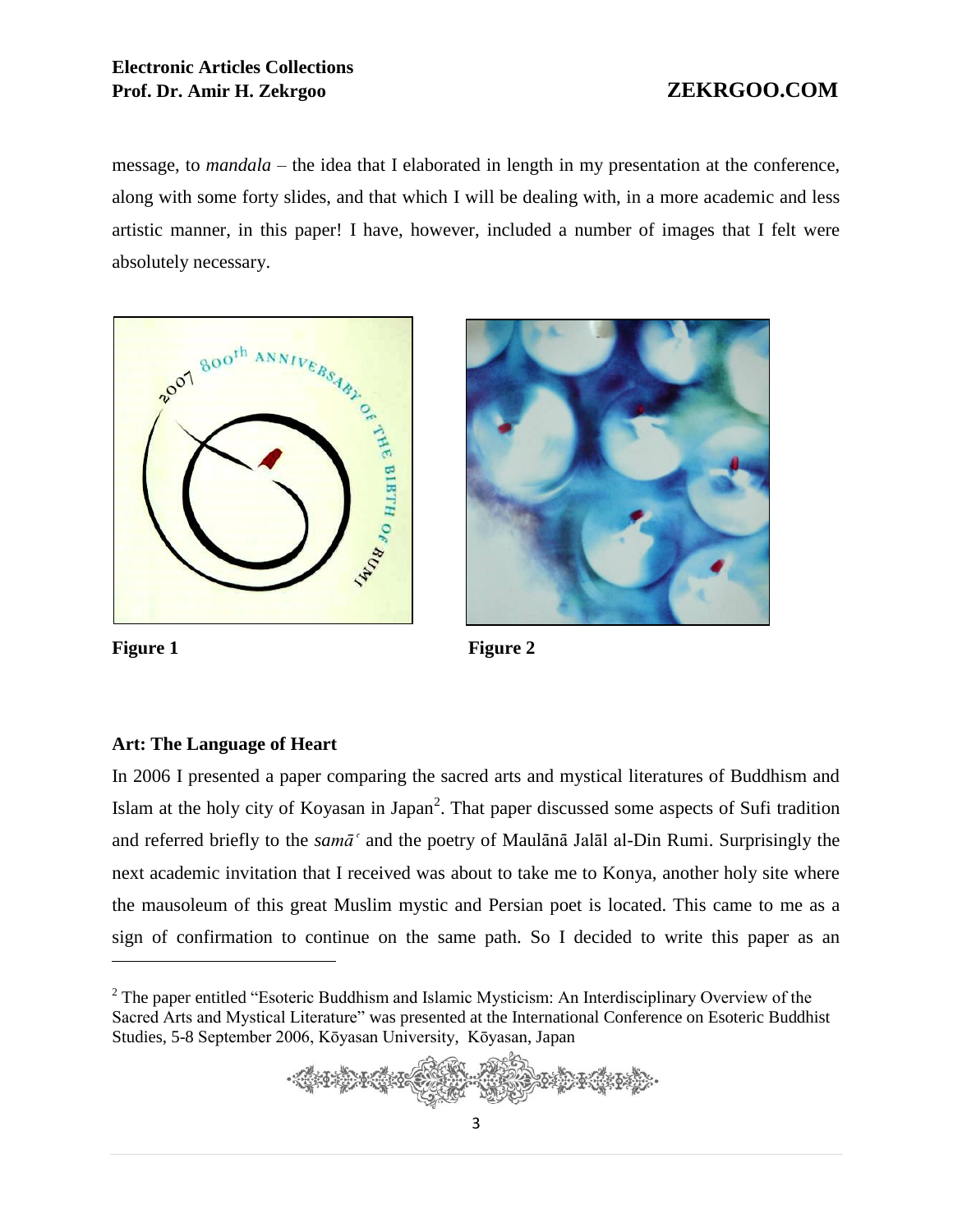message, to *mandala* – the idea that I elaborated in length in my presentation at the conference, along with some forty slides, and that which I will be dealing with, in a more academic and less artistic manner, in this paper! I have, however, included a number of images that I felt were absolutely necessary.

**Figure 1**

**Figure 2**

### Art: The Language of Heart

In 2006 I presented a paper comparing the sacred arts and mystical literatures of Buddhism and Islam at the holy city of Koyasan in Japan[2]. That paper discussed some aspects of Sufi tradition and referred briefly to the *samāʿ* and the poetry of Maulānā Jalāl al-Din Rumi. Surprisingly the next academic invitation that I received was about to take me to Konya, another holy site where the mausoleum of this great Muslim mystic and Persian poet is located. This came to me as a sign of confirmation to continue on the same path. So I decided to write this paper as an

[2] The paper entitled "Esoteric Buddhism and Islamic Mysticism: An Interdisciplinary Overview of the Sacred Arts and Mystical Literature" was presented at the International Conference on Esoteric Buddhist Studies, 5-8 September 2006, Kōyasan University, Kōyasan, Japan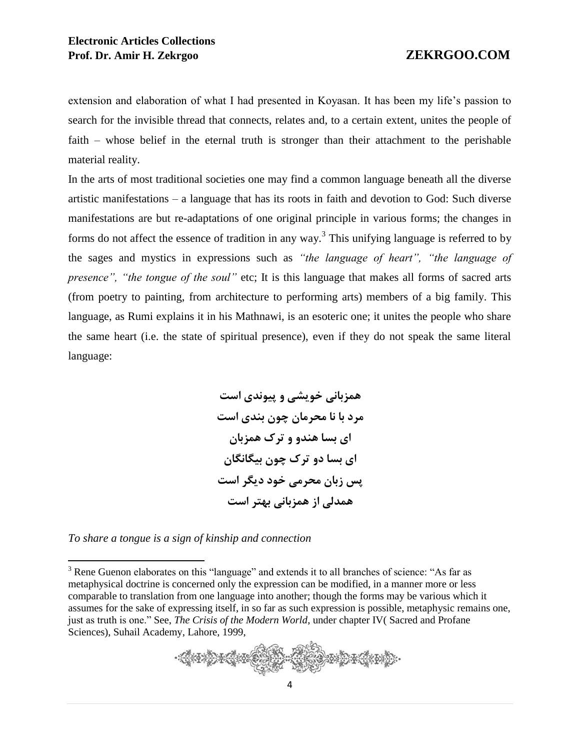extension and elaboration of what I had presented in Koyasan. It has been my life's passion to search for the invisible thread that connects, relates and, to a certain extent, unites the people of faith – whose belief in the eternal truth is stronger than their attachment to the perishable material reality.

In the arts of most traditional societies one may find a common language beneath all the diverse artistic manifestations – a language that has its roots in faith and devotion to God: Such diverse manifestations are but re-adaptations of one original principle in various forms; the changes in forms do not affect the essence of tradition in any way.[3] This unifying language is referred to by the sages and mystics in expressions such as *"the language of heart", "the language of presence", "the tongue of the soul"* etc; It is this language that makes all forms of sacred arts (from poetry to painting, from architecture to performing arts) members of a big family. This language, as Rumi explains it in his Mathnawi, is an esoteric one; it unites the people who share the same heart (i.e. the state of spiritual presence), even if they do not speak the same literal language:

**همزبانی خویشی و پیوندی است**
**مرد با نا محرمان چون بندی است**
**ای بسا هندو و ترک همزبان**
**ای بسا دو ترک چون بیگانگان**
**پس زبان محرمی خود دیگر است**
**همدلی از همزبانی بهتر است**

*To share a tongue is a sign of kinship and connection*

---

[3] Rene Guenon elaborates on this "language" and extends it to all branches of science: "As far as metaphysical doctrine is concerned only the expression can be modified, in a manner more or less comparable to translation from one language into another; though the forms may be various which it assumes for the sake of expressing itself, in so far as such expression is possible, metaphysic remains one, just as truth is one." See, *The Crisis of the Modern World*, under chapter IV( Sacred and Profane Sciences), Suhail Academy, Lahore, 1999,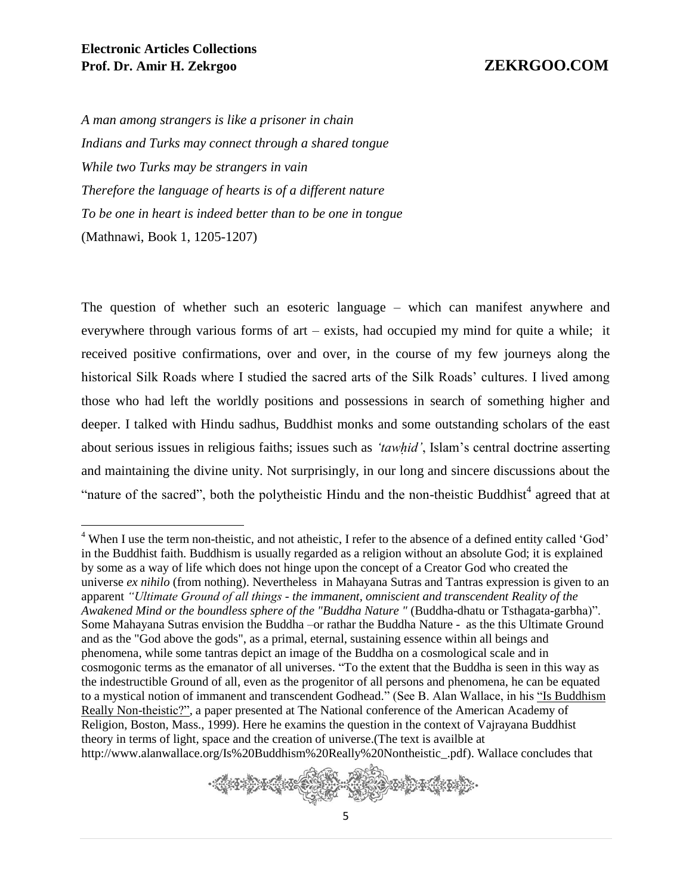*A man among strangers is like a prisoner in chain*
*Indians and Turks may connect through a shared tongue*
*While two Turks may be strangers in vain*
*Therefore the language of hearts is of a different nature*
*To be one in heart is indeed better than to be one in tongue*
(Mathnawi, Book 1, 1205-1207)

The question of whether such an esoteric language – which can manifest anywhere and everywhere through various forms of art – exists, had occupied my mind for quite a while; it received positive confirmations, over and over, in the course of my few journeys along the historical Silk Roads where I studied the sacred arts of the Silk Roads' cultures. I lived among those who had left the worldly positions and possessions in search of something higher and deeper. I talked with Hindu sadhus, Buddhist monks and some outstanding scholars of the east about serious issues in religious faiths; issues such as *'tawḥid'*, Islam's central doctrine asserting and maintaining the divine unity. Not surprisingly, in our long and sincere discussions about the "nature of the sacred", both the polytheistic Hindu and the non-theistic Buddhist[4] agreed that at

---

[4] When I use the term non-theistic, and not atheistic, I refer to the absence of a defined entity called 'God' in the Buddhist faith. Buddhism is usually regarded as a religion without an absolute God; it is explained by some as a way of life which does not hinge upon the concept of a Creator God who created the universe *ex nihilo* (from nothing). Nevertheless in Mahayana Sutras and Tantras expression is given to an apparent *"Ultimate Ground of all things - the immanent, omniscient and transcendent Reality of the Awakened Mind or the boundless sphere of the "Buddha Nature "* (Buddha-dhatu or Tsthagata-garbha)". Some Mahayana Sutras envision the Buddha –or rathar the Buddha Nature - as the this Ultimate Ground and as the "God above the gods", as a primal, eternal, sustaining essence within all beings and phenomena, while some tantras depict an image of the Buddha on a cosmological scale and in cosmogonic terms as the emanator of all universes. "To the extent that the Buddha is seen in this way as the indestructible Ground of all, even as the progenitor of all persons and phenomena, he can be equated to a mystical notion of immanent and transcendent Godhead." (See B. Alan Wallace, in his "Is Buddhism Really Non-theistic?", a paper presented at The National conference of the American Academy of Religion, Boston, Mass., 1999). Here he examins the question in the context of Vajrayana Buddhist theory in terms of light, space and the creation of universe.(The text is availble at http://www.alanwallace.org/Is%20Buddhism%20Really%20Nontheistic_.pdf). Wallace concludes that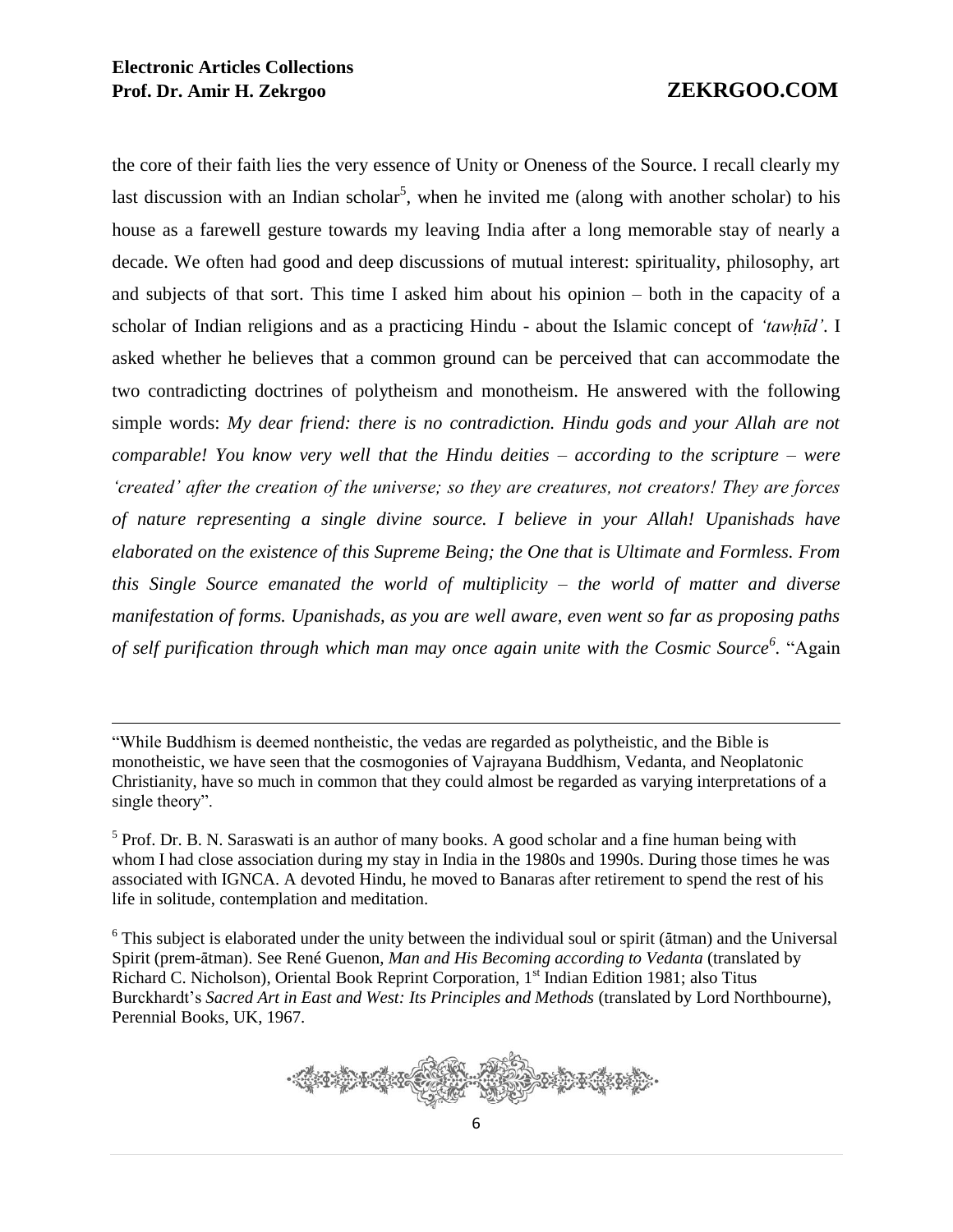the core of their faith lies the very essence of Unity or Oneness of the Source. I recall clearly my last discussion with an Indian scholar[5], when he invited me (along with another scholar) to his house as a farewell gesture towards my leaving India after a long memorable stay of nearly a decade. We often had good and deep discussions of mutual interest: spirituality, philosophy, art and subjects of that sort. This time I asked him about his opinion – both in the capacity of a scholar of Indian religions and as a practicing Hindu - about the Islamic concept of *'tawḥīd'*. I asked whether he believes that a common ground can be perceived that can accommodate the two contradicting doctrines of polytheism and monotheism. He answered with the following simple words: *My dear friend: there is no contradiction. Hindu gods and your Allah are not comparable! You know very well that the Hindu deities – according to the scripture – were 'created' after the creation of the universe; so they are creatures, not creators! They are forces of nature representing a single divine source. I believe in your Allah! Upanishads have elaborated on the existence of this Supreme Being; the One that is Ultimate and Formless. From this Single Source emanated the world of multiplicity – the world of matter and diverse manifestation of forms. Upanishads, as you are well aware, even went so far as proposing paths of self purification through which man may once again unite with the Cosmic Source*[6]. "Again

---

"While Buddhism is deemed nontheistic, the vedas are regarded as polytheistic, and the Bible is monotheistic, we have seen that the cosmogonies of Vajrayana Buddhism, Vedanta, and Neoplatonic Christianity, have so much in common that they could almost be regarded as varying interpretations of a single theory".

[5] Prof. Dr. B. N. Saraswati is an author of many books. A good scholar and a fine human being with whom I had close association during my stay in India in the 1980s and 1990s. During those times he was associated with IGNCA. A devoted Hindu, he moved to Banaras after retirement to spend the rest of his life in solitude, contemplation and meditation.

[6] This subject is elaborated under the unity between the individual soul or spirit (ãtman) and the Universal Spirit (prem-ãtman). See René Guenon, *Man and His Becoming according to Vedanta* (translated by Richard C. Nicholson), Oriental Book Reprint Corporation, 1st Indian Edition 1981; also Titus Burckhardt's *Sacred Art in East and West: Its Principles and Methods* (translated by Lord Northbourne), Perennial Books, UK, 1967.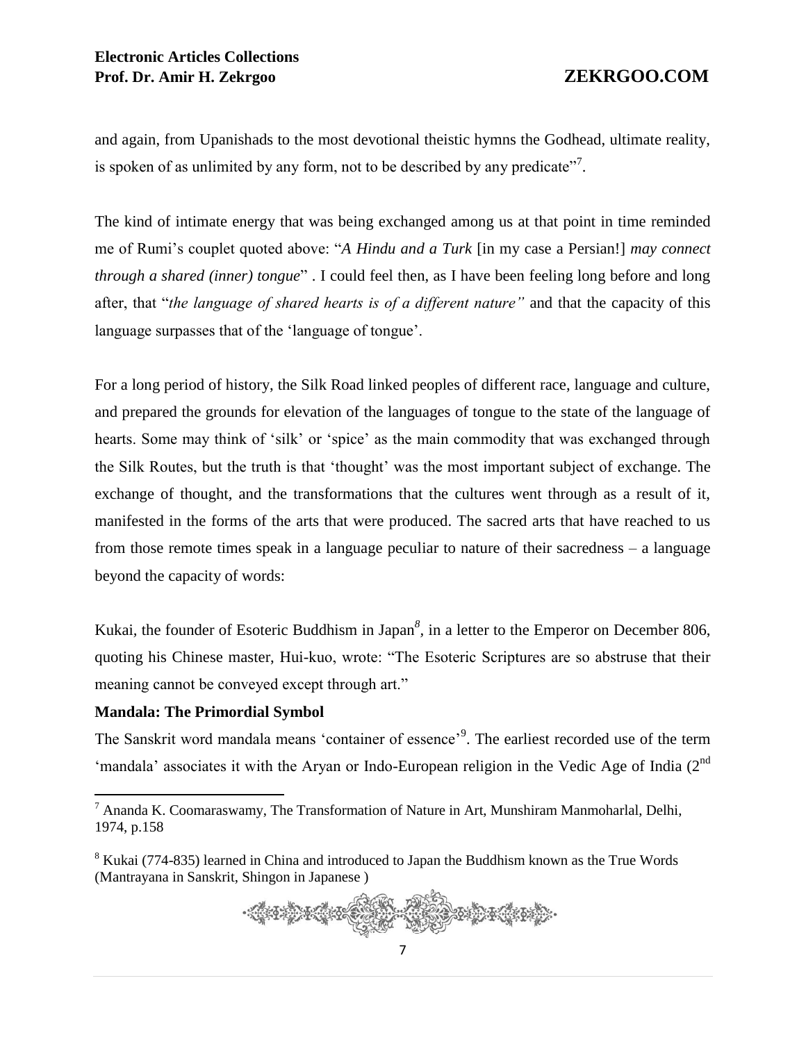and again, from Upanishads to the most devotional theistic hymns the Godhead, ultimate reality, is spoken of as unlimited by any form, not to be described by any predicate"[7].

The kind of intimate energy that was being exchanged among us at that point in time reminded me of Rumi's couplet quoted above: "*A Hindu and a Turk* [in my case a Persian!] *may connect through a shared (inner) tongue*" . I could feel then, as I have been feeling long before and long after, that "*the language of shared hearts is of a different nature"* and that the capacity of this language surpasses that of the 'language of tongue'.

For a long period of history, the Silk Road linked peoples of different race, language and culture, and prepared the grounds for elevation of the languages of tongue to the state of the language of hearts. Some may think of 'silk' or 'spice' as the main commodity that was exchanged through the Silk Routes, but the truth is that 'thought' was the most important subject of exchange. The exchange of thought, and the transformations that the cultures went through as a result of it, manifested in the forms of the arts that were produced. The sacred arts that have reached to us from those remote times speak in a language peculiar to nature of their sacredness – a language beyond the capacity of words:

Kukai, the founder of Esoteric Buddhism in Japan[8], in a letter to the Emperor on December 806, quoting his Chinese master, Hui-kuo, wrote: "The Esoteric Scriptures are so abstruse that their meaning cannot be conveyed except through art."

**Mandala: The Primordial Symbol**

The Sanskrit word mandala means 'container of essence'[9]. The earliest recorded use of the term 'mandala' associates it with the Aryan or Indo-European religion in the Vedic Age of India (2nd

---

[7] Ananda K. Coomaraswamy, The Transformation of Nature in Art, Munshiram Manmoharlal, Delhi, 1974, p.158

[8] Kukai (774-835) learned in China and introduced to Japan the Buddhism known as the True Words (Mantrayana in Sanskrit, Shingon in Japanese )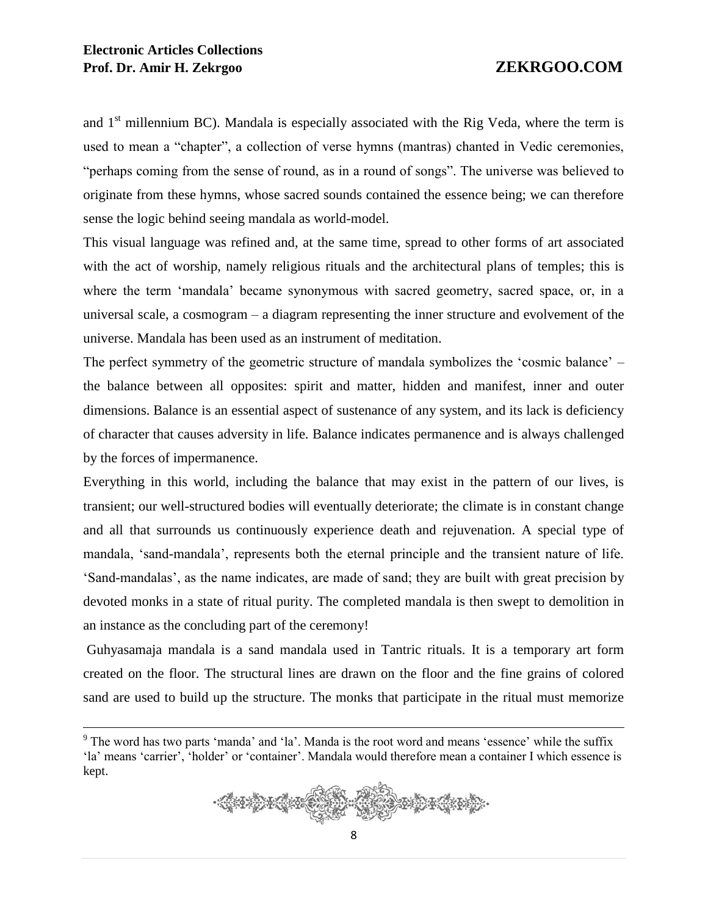and 1st millennium BC). Mandala is especially associated with the Rig Veda, where the term is used to mean a "chapter", a collection of verse hymns (mantras) chanted in Vedic ceremonies, "perhaps coming from the sense of round, as in a round of songs". The universe was believed to originate from these hymns, whose sacred sounds contained the essence being; we can therefore sense the logic behind seeing mandala as world-model.

This visual language was refined and, at the same time, spread to other forms of art associated with the act of worship, namely religious rituals and the architectural plans of temples; this is where the term 'mandala' became synonymous with sacred geometry, sacred space, or, in a universal scale, a cosmogram – a diagram representing the inner structure and evolvement of the universe. Mandala has been used as an instrument of meditation.

The perfect symmetry of the geometric structure of mandala symbolizes the 'cosmic balance' – the balance between all opposites: spirit and matter, hidden and manifest, inner and outer dimensions. Balance is an essential aspect of sustenance of any system, and its lack is deficiency of character that causes adversity in life. Balance indicates permanence and is always challenged by the forces of impermanence.

Everything in this world, including the balance that may exist in the pattern of our lives, is transient; our well-structured bodies will eventually deteriorate; the climate is in constant change and all that surrounds us continuously experience death and rejuvenation. A special type of mandala, 'sand-mandala', represents both the eternal principle and the transient nature of life. 'Sand-mandalas', as the name indicates, are made of sand; they are built with great precision by devoted monks in a state of ritual purity. The completed mandala is then swept to demolition in an instance as the concluding part of the ceremony!

Guhyasamaja mandala is a sand mandala used in Tantric rituals. It is a temporary art form created on the floor. The structural lines are drawn on the floor and the fine grains of colored sand are used to build up the structure. The monks that participate in the ritual must memorize

---

[9] The word has two parts 'manda' and 'la'. Manda is the root word and means 'essence' while the suffix 'la' means 'carrier', 'holder' or 'container'. Mandala would therefore mean a container I which essence is kept.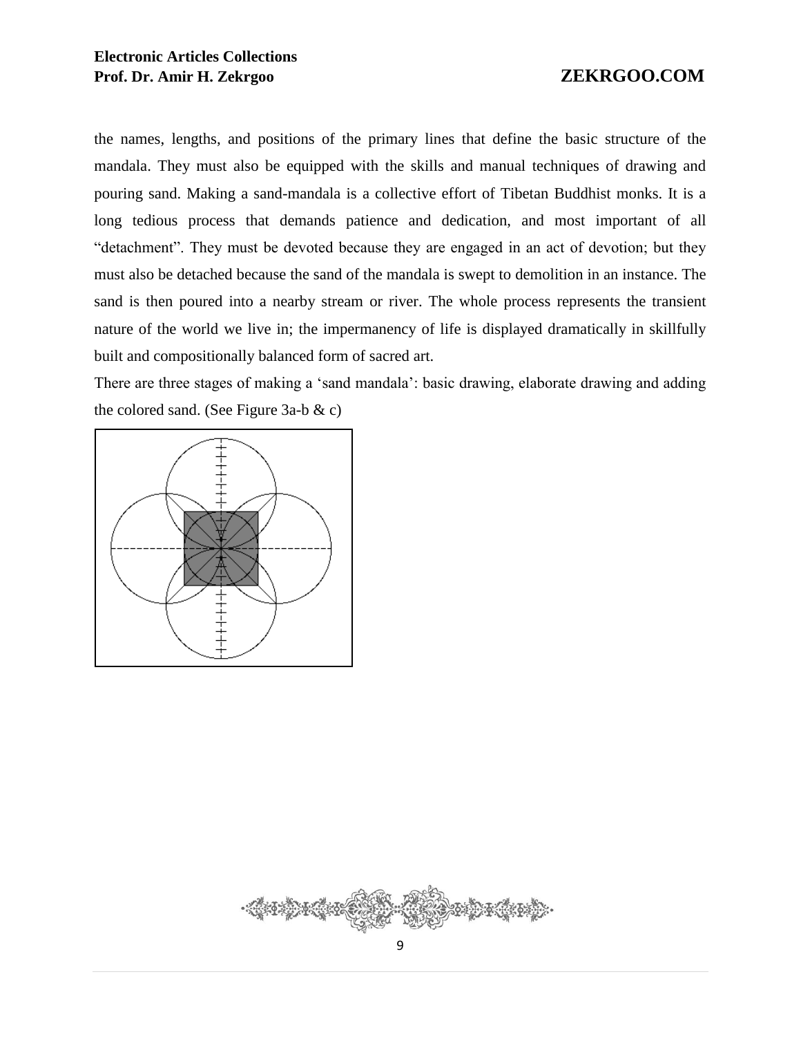the names, lengths, and positions of the primary lines that define the basic structure of the mandala. They must also be equipped with the skills and manual techniques of drawing and pouring sand. Making a sand-mandala is a collective effort of Tibetan Buddhist monks. It is a long tedious process that demands patience and dedication, and most important of all "detachment". They must be devoted because they are engaged in an act of devotion; but they must also be detached because the sand of the mandala is swept to demolition in an instance. The sand is then poured into a nearby stream or river. The whole process represents the transient nature of the world we live in; the impermanency of life is displayed dramatically in skillfully built and compositionally balanced form of sacred art.

There are three stages of making a 'sand mandala': basic drawing, elaborate drawing and adding the colored sand. (See Figure 3a-b & c)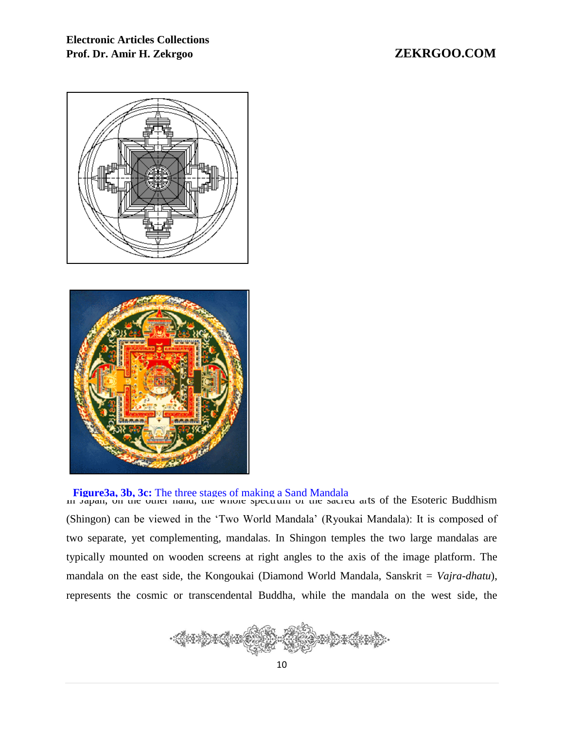**Figure3a, 3b, 3c:** The three stages of making a Sand Mandala

In Japan, on the other hand, the whole spectrum of the sacred arts of the Esoteric Buddhism (Shingon) can be viewed in the 'Two World Mandala' (Ryoukai Mandala): It is composed of two separate, yet complementing, mandalas. In Shingon temples the two large mandalas are typically mounted on wooden screens at right angles to the axis of the image platform. The mandala on the east side, the Kongoukai (Diamond World Mandala, Sanskrit = *Vajra-dhatu*), represents the cosmic or transcendental Buddha, while the mandala on the west side, the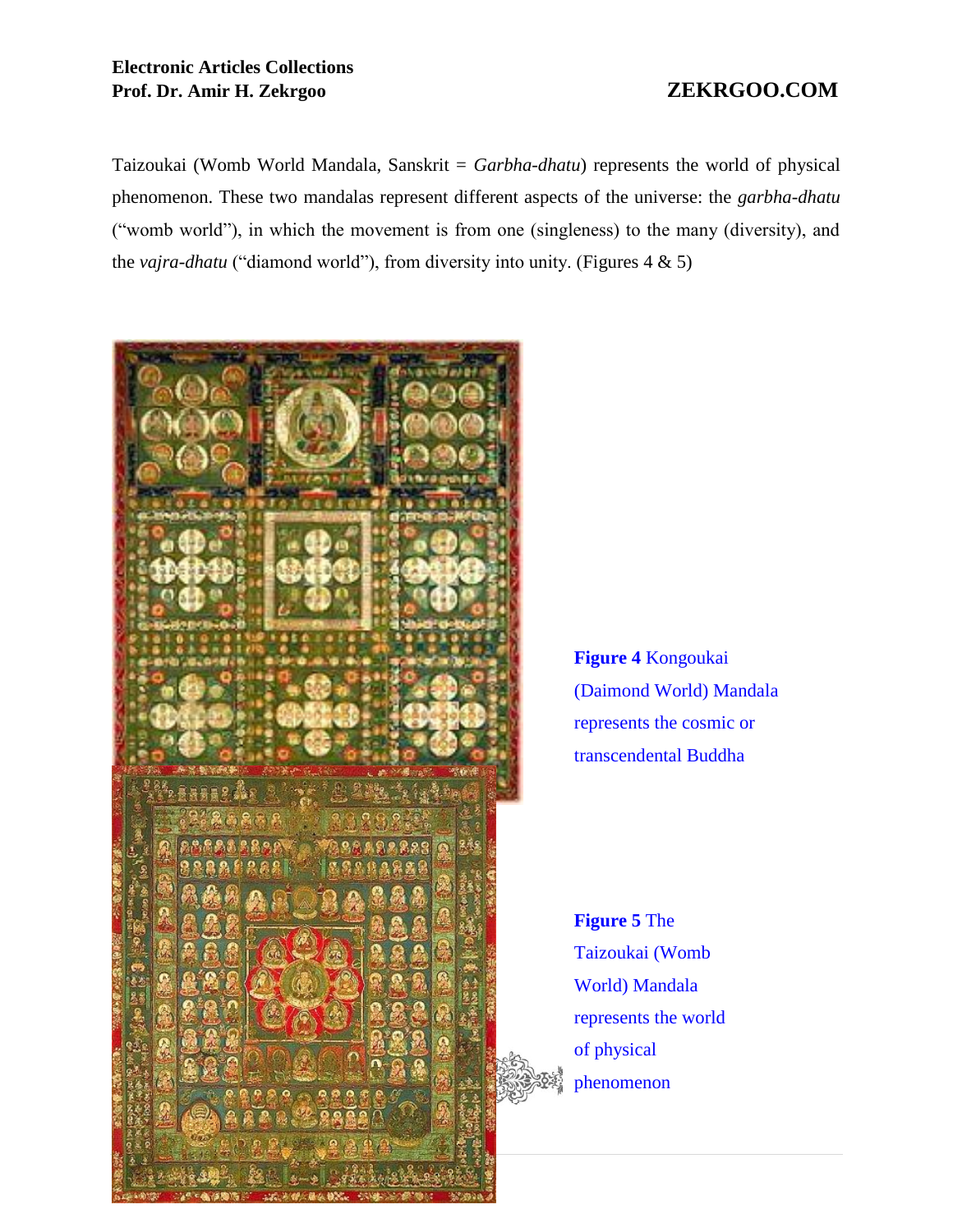Taizoukai (Womb World Mandala, Sanskrit = *Garbha-dhatu*) represents the world of physical phenomenon. These two mandalas represent different aspects of the universe: the *garbha-dhatu* ("womb world"), in which the movement is from one (singleness) to the many (diversity), and the *vajra-dhatu* ("diamond world"), from diversity into unity. (Figures 4 & 5)

**Figure 4** Kongoukai (Daimond World) Mandala represents the cosmic or transcendental Buddha

**Figure 5** The Taizoukai (Womb World) Mandala represents the world of physical phenomenon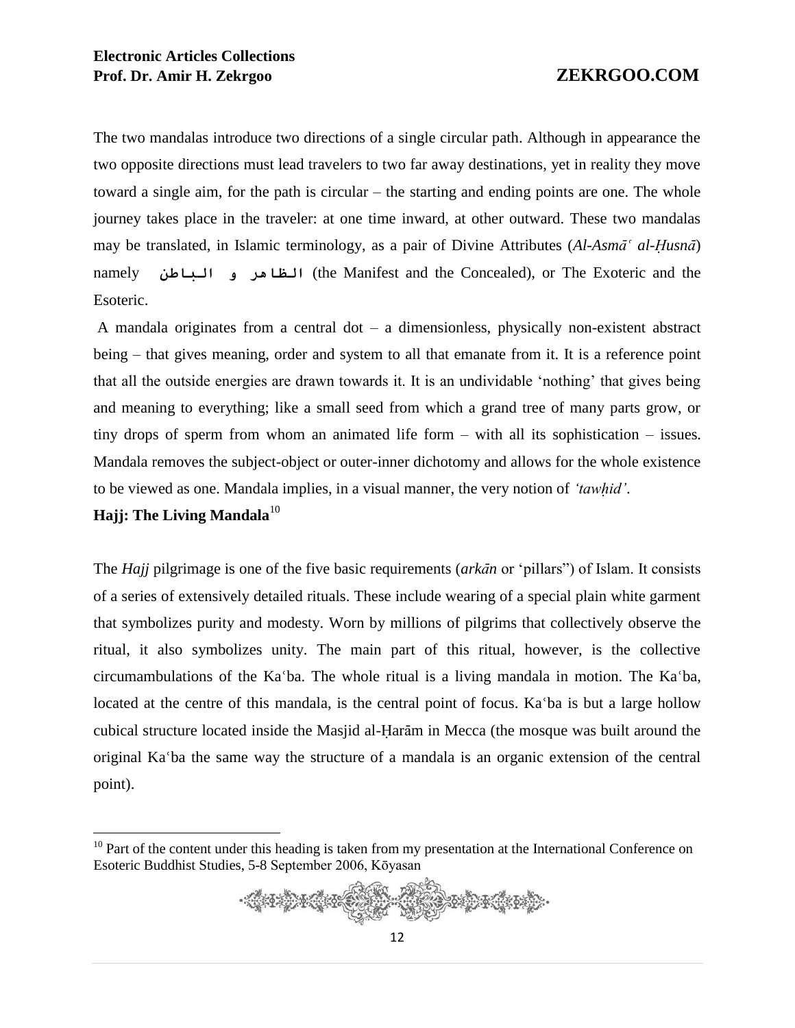The two mandalas introduce two directions of a single circular path. Although in appearance the two opposite directions must lead travelers to two far away destinations, yet in reality they move toward a single aim, for the path is circular – the starting and ending points are one. The whole journey takes place in the traveler: at one time inward, at other outward. These two mandalas may be translated, in Islamic terminology, as a pair of Divine Attributes (*Al-Asmāʿ al-Ḥusnā*) namely الظاهر و الباطن (the Manifest and the Concealed), or The Exoteric and the Esoteric.

A mandala originates from a central dot – a dimensionless, physically non-existent abstract being – that gives meaning, order and system to all that emanate from it. It is a reference point that all the outside energies are drawn towards it. It is an undividable 'nothing' that gives being and meaning to everything; like a small seed from which a grand tree of many parts grow, or tiny drops of sperm from whom an animated life form – with all its sophistication – issues. Mandala removes the subject-object or outer-inner dichotomy and allows for the whole existence to be viewed as one. Mandala implies, in a visual manner, the very notion of *'tawḥid'*.

### Hajj: The Living Mandala[10]

The *Hajj* pilgrimage is one of the five basic requirements (*arkān* or 'pillars") of Islam. It consists of a series of extensively detailed rituals. These include wearing of a special plain white garment that symbolizes purity and modesty. Worn by millions of pilgrims that collectively observe the ritual, it also symbolizes unity. The main part of this ritual, however, is the collective circumambulations of the Kaʿba. The whole ritual is a living mandala in motion. The Kaʿba, located at the centre of this mandala, is the central point of focus. Kaʿba is but a large hollow cubical structure located inside the Masjid al-Ḥarām in Mecca (the mosque was built around the original Kaʿba the same way the structure of a mandala is an organic extension of the central point).

---

[10] Part of the content under this heading is taken from my presentation at the International Conference on Esoteric Buddhist Studies, 5-8 September 2006, Kōyasan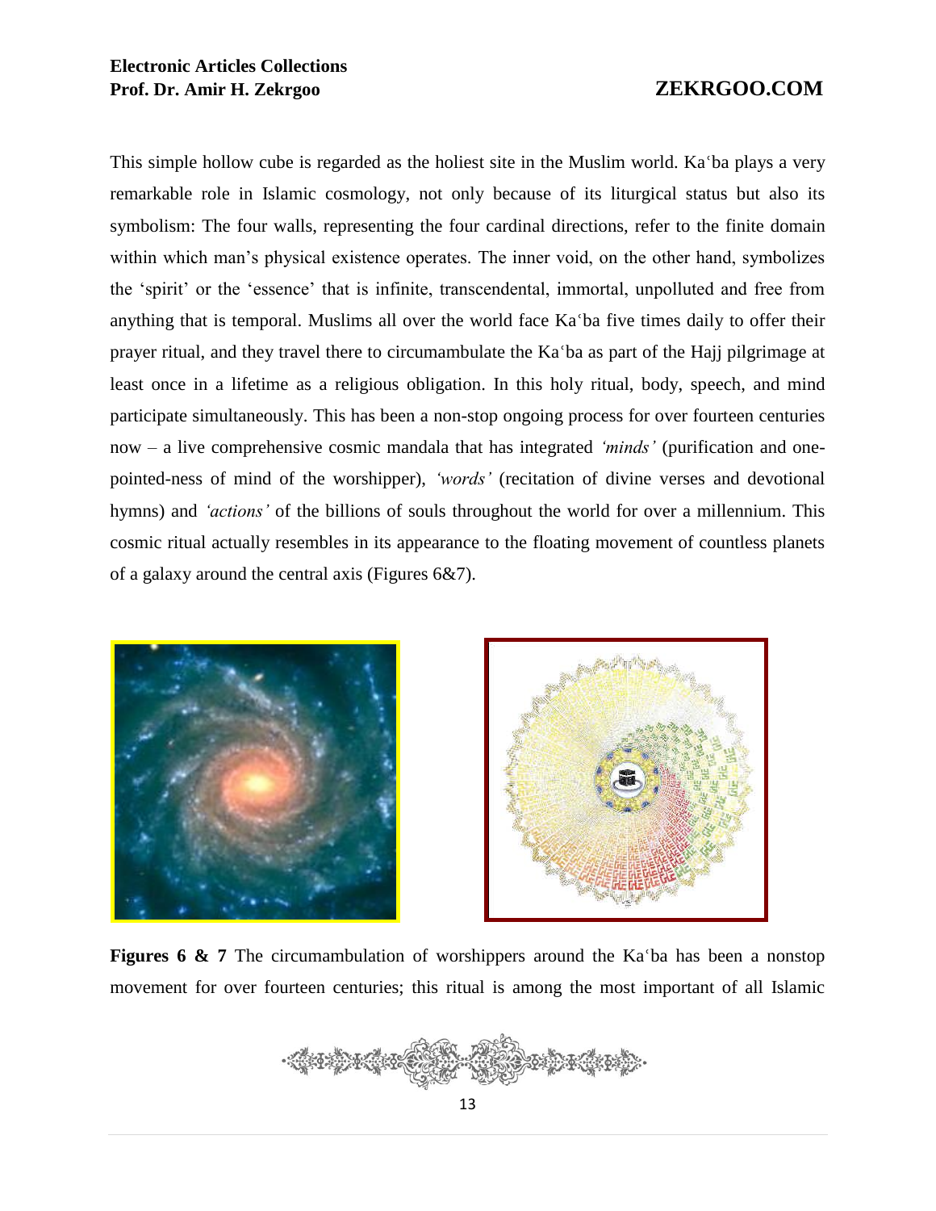This simple hollow cube is regarded as the holiest site in the Muslim world. Kaʿba plays a very remarkable role in Islamic cosmology, not only because of its liturgical status but also its symbolism: The four walls, representing the four cardinal directions, refer to the finite domain within which man's physical existence operates. The inner void, on the other hand, symbolizes the 'spirit' or the 'essence' that is infinite, transcendental, immortal, unpolluted and free from anything that is temporal. Muslims all over the world face Kaʿba five times daily to offer their prayer ritual, and they travel there to circumambulate the Kaʿba as part of the Hajj pilgrimage at least once in a lifetime as a religious obligation. In this holy ritual, body, speech, and mind participate simultaneously. This has been a non-stop ongoing process for over fourteen centuries now – a live comprehensive cosmic mandala that has integrated *'minds'* (purification and one-pointed-ness of mind of the worshipper), *'words'* (recitation of divine verses and devotional hymns) and *'actions'* of the billions of souls throughout the world for over a millennium. This cosmic ritual actually resembles in its appearance to the floating movement of countless planets of a galaxy around the central axis (Figures 6&7).

**Figures 6 & 7** The circumambulation of worshippers around the Kaʿba has been a nonstop movement for over fourteen centuries; this ritual is among the most important of all Islamic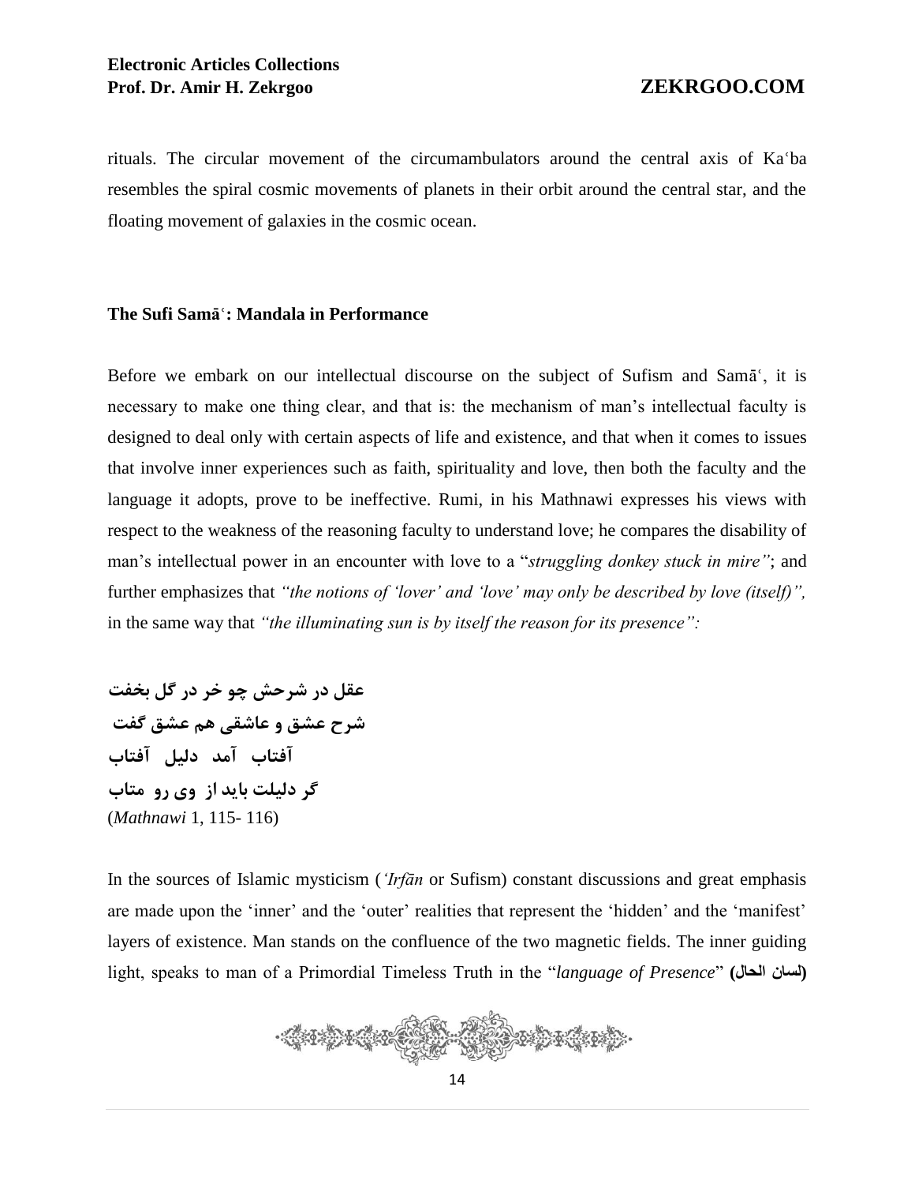rituals. The circular movement of the circumambulators around the central axis of Kaʿba resembles the spiral cosmic movements of planets in their orbit around the central star, and the floating movement of galaxies in the cosmic ocean.

### The Sufi Samāʿ: Mandala in Performance

Before we embark on our intellectual discourse on the subject of Sufism and Samāʿ, it is necessary to make one thing clear, and that is: the mechanism of man's intellectual faculty is designed to deal only with certain aspects of life and existence, and that when it comes to issues that involve inner experiences such as faith, spirituality and love, then both the faculty and the language it adopts, prove to be ineffective. Rumi, in his Mathnawi expresses his views with respect to the weakness of the reasoning faculty to understand love; he compares the disability of man's intellectual power in an encounter with love to a "*struggling donkey stuck in mire"*; and further emphasizes that *"the notions of 'lover' and 'love' may only be described by love (itself)",* in the same way that *"the illuminating sun is by itself the reason for its presence":*

**عقل در شرحش چو خر در گل بخفت**
**شرح عشق و عاشقی هم عشق گفت**
**آفتاب آمد دلیل آفتاب**
**گر دلیلت باید از وی رو متاب**
(*Mathnawi* 1, 115- 116)

In the sources of Islamic mysticism (*'Irfān* or Sufism) constant discussions and great emphasis are made upon the 'inner' and the 'outer' realities that represent the 'hidden' and the 'manifest' layers of existence. Man stands on the confluence of the two magnetic fields. The inner guiding light, speaks to man of a Primordial Timeless Truth in the "*language of Presence*" **(لسان الحال)**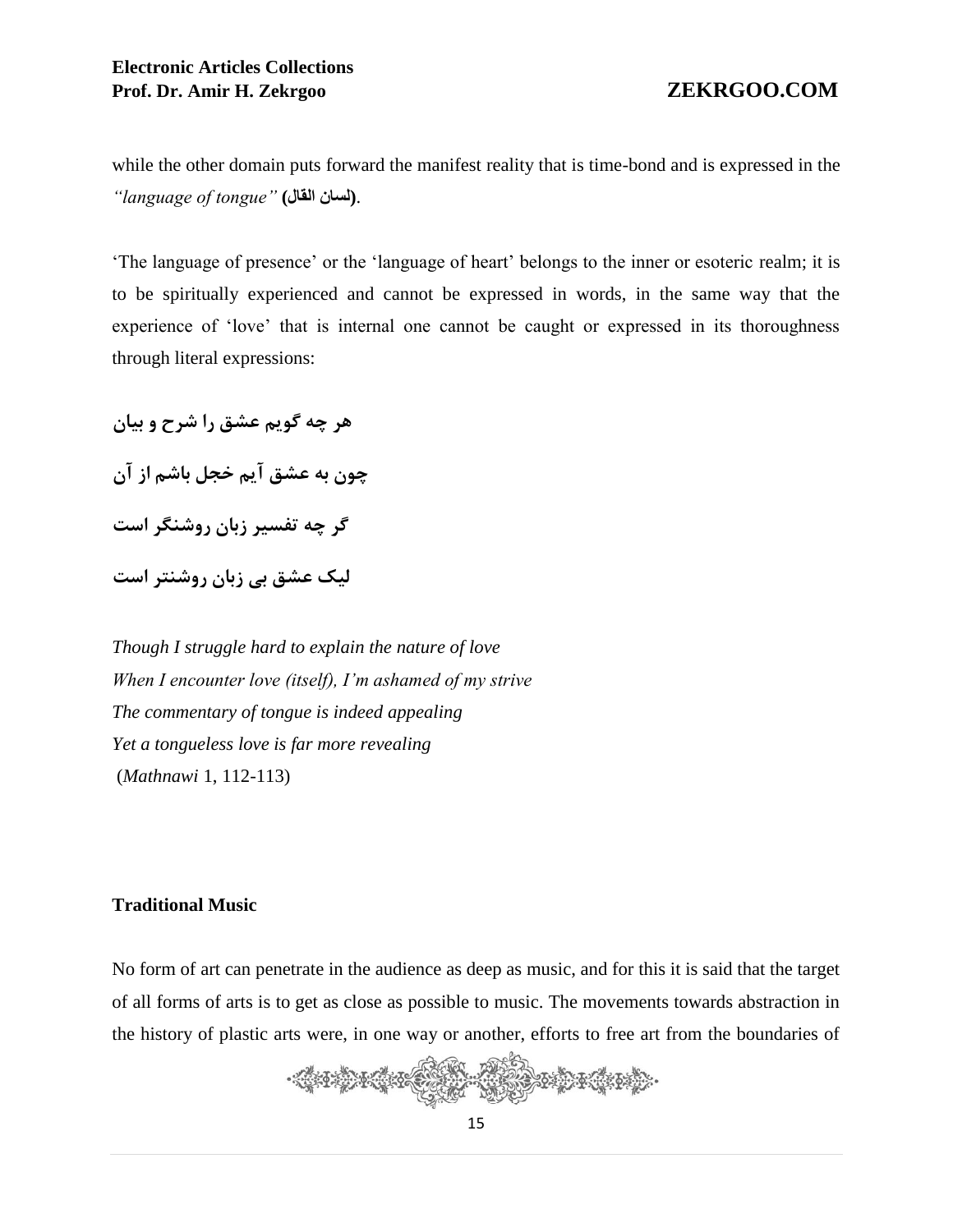while the other domain puts forward the manifest reality that is time-bond and is expressed in the *"language of tongue"* **(لسان القال)**.

'The language of presence' or the 'language of heart' belongs to the inner or esoteric realm; it is to be spiritually experienced and cannot be expressed in words, in the same way that the experience of 'love' that is internal one cannot be caught or expressed in its thoroughness through literal expressions:

**هر چه گویم عشق را شرح و بیان**

**چون به عشق آیم خجل باشم از آن**

**گر چه تفسیر زبان روشنگر است**

**لیک عشق بی زبان روشنتر است**

*Though I struggle hard to explain the nature of love*
*When I encounter love (itself), I'm ashamed of my strive*
*The commentary of tongue is indeed appealing*
*Yet a tongueless love is far more revealing*
(*Mathnawi* 1, 112-113)

**Traditional Music**

No form of art can penetrate in the audience as deep as music, and for this it is said that the target of all forms of arts is to get as close as possible to music. The movements towards abstraction in the history of plastic arts were, in one way or another, efforts to free art from the boundaries of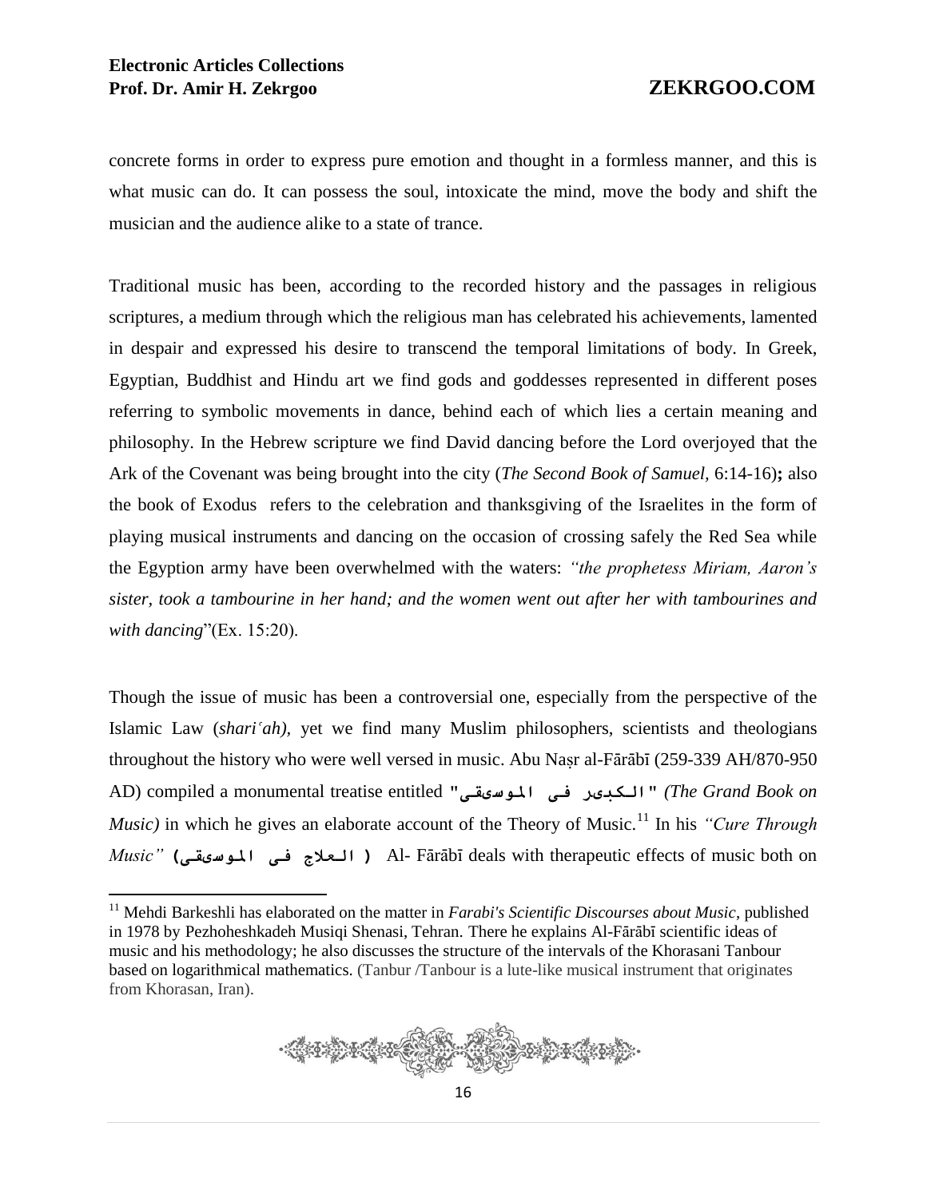concrete forms in order to express pure emotion and thought in a formless manner, and this is what music can do. It can possess the soul, intoxicate the mind, move the body and shift the musician and the audience alike to a state of trance.

Traditional music has been, according to the recorded history and the passages in religious scriptures, a medium through which the religious man has celebrated his achievements, lamented in despair and expressed his desire to transcend the temporal limitations of body. In Greek, Egyptian, Buddhist and Hindu art we find gods and goddesses represented in different poses referring to symbolic movements in dance, behind each of which lies a certain meaning and philosophy. In the Hebrew scripture we find David dancing before the Lord overjoyed that the Ark of the Covenant was being brought into the city (*The Second Book of Samuel*, 6:14-16)**;** also the book of Exodus refers to the celebration and thanksgiving of the Israelites in the form of playing musical instruments and dancing on the occasion of crossing safely the Red Sea while the Egyption army have been overwhelmed with the waters: *"the prophetess Miriam, Aaron's sister, took a tambourine in her hand; and the women went out after her with tambourines and with dancing*"(Ex. 15:20).

Though the issue of music has been a controversial one, especially from the perspective of the Islamic Law (*shariʿah)*, yet we find many Muslim philosophers, scientists and theologians throughout the history who were well versed in music. Abu Naṣr al-Fārābī (259-339 AH/870-950 AD) compiled a monumental treatise entitled **"الکبیر فی الموسیقی"** *(The Grand Book on Music)* in which he gives an elaborate account of the Theory of Music.[11] In his *"Cure Through Music"* **( العلاج فی الموسیقی)** Al- Fārābī deals with therapeutic effects of music both on

[11] Mehdi Barkeshli has elaborated on the matter in *Farabi's Scientific Discourses about Music*, published in 1978 by Pezhoheshkadeh Musiqi Shenasi, Tehran. There he explains Al-Fārābī scientific ideas of music and his methodology; he also discusses the structure of the intervals of the Khorasani Tanbour based on logarithmical mathematics. (Tanbur /Tanbour is a lute-like musical instrument that originates from Khorasan, Iran).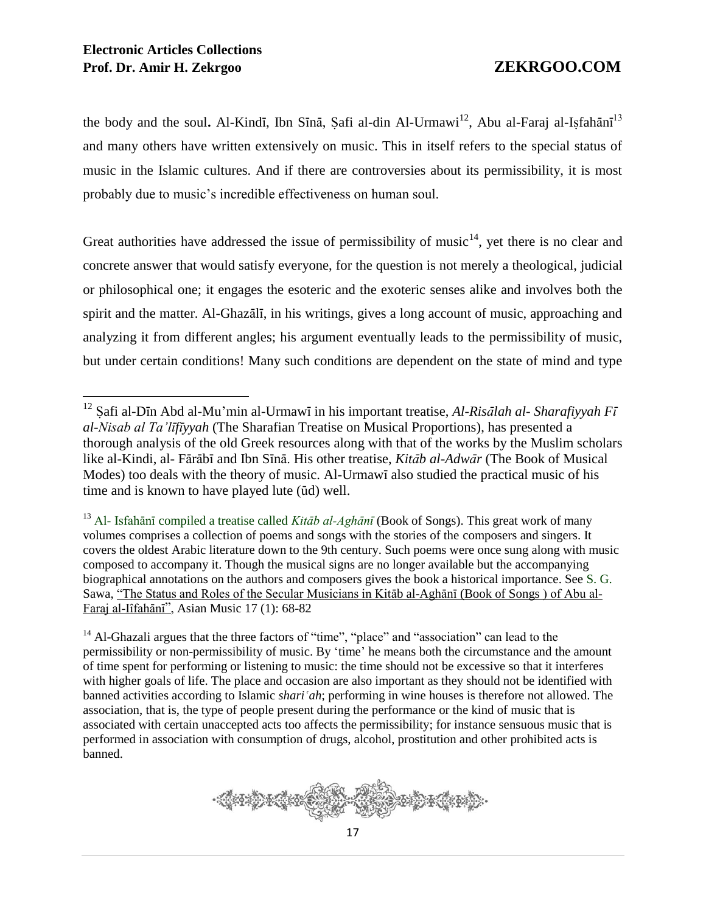the body and the soul**.** Al-Kindī, Ibn Sīnā, Ṣafi al-din Al-Urmawi[12], Abu al-Faraj al-Iṣfahānī[13] and many others have written extensively on music. This in itself refers to the special status of music in the Islamic cultures. And if there are controversies about its permissibility, it is most probably due to music's incredible effectiveness on human soul.

Great authorities have addressed the issue of permissibility of music[14], yet there is no clear and concrete answer that would satisfy everyone, for the question is not merely a theological, judicial or philosophical one; it engages the esoteric and the exoteric senses alike and involves both the spirit and the matter. Al-Ghazālī, in his writings, gives a long account of music, approaching and analyzing it from different angles; his argument eventually leads to the permissibility of music, but under certain conditions! Many such conditions are dependent on the state of mind and type

---

[12] Ṣafi al-Dīn Abd al-Mu'min al-Urmawī in his important treatise, *Al-Risālah al- Sharafiyyah Fī al-Nisab al Ta'līfīyyah* (The Sharafian Treatise on Musical Proportions), has presented a thorough analysis of the old Greek resources along with that of the works by the Muslim scholars like al-Kindi, al- Fārābī and Ibn Sīnā. His other treatise, *Kitāb al-Adwār* (The Book of Musical Modes) too deals with the theory of music. Al-Urmawī also studied the practical music of his time and is known to have played lute (ūd) well.

[13] Al- Isfahānī compiled a treatise called *Kitāb al-Aghānī* (Book of Songs). This great work of many volumes comprises a collection of poems and songs with the stories of the composers and singers. It covers the oldest Arabic literature down to the 9th century. Such poems were once sung along with music composed to accompany it. Though the musical signs are no longer available but the accompanying biographical annotations on the authors and composers gives the book a historical importance. See S. G. Sawa, "The Status and Roles of the Secular Musicians in Kitāb al-Aghānī (Book of Songs ) of Abu al-Faraj al-Iîfahānī", Asian Music 17 (1): 68-82

[14] Al-Ghazali argues that the three factors of "time", "place" and "association" can lead to the permissibility or non-permissibility of music. By 'time' he means both the circumstance and the amount of time spent for performing or listening to music: the time should not be excessive so that it interferes with higher goals of life. The place and occasion are also important as they should not be identified with banned activities according to Islamic *shariʿah*; performing in wine houses is therefore not allowed. The association, that is, the type of people present during the performance or the kind of music that is associated with certain unaccepted acts too affects the permissibility; for instance sensuous music that is performed in association with consumption of drugs, alcohol, prostitution and other prohibited acts is banned.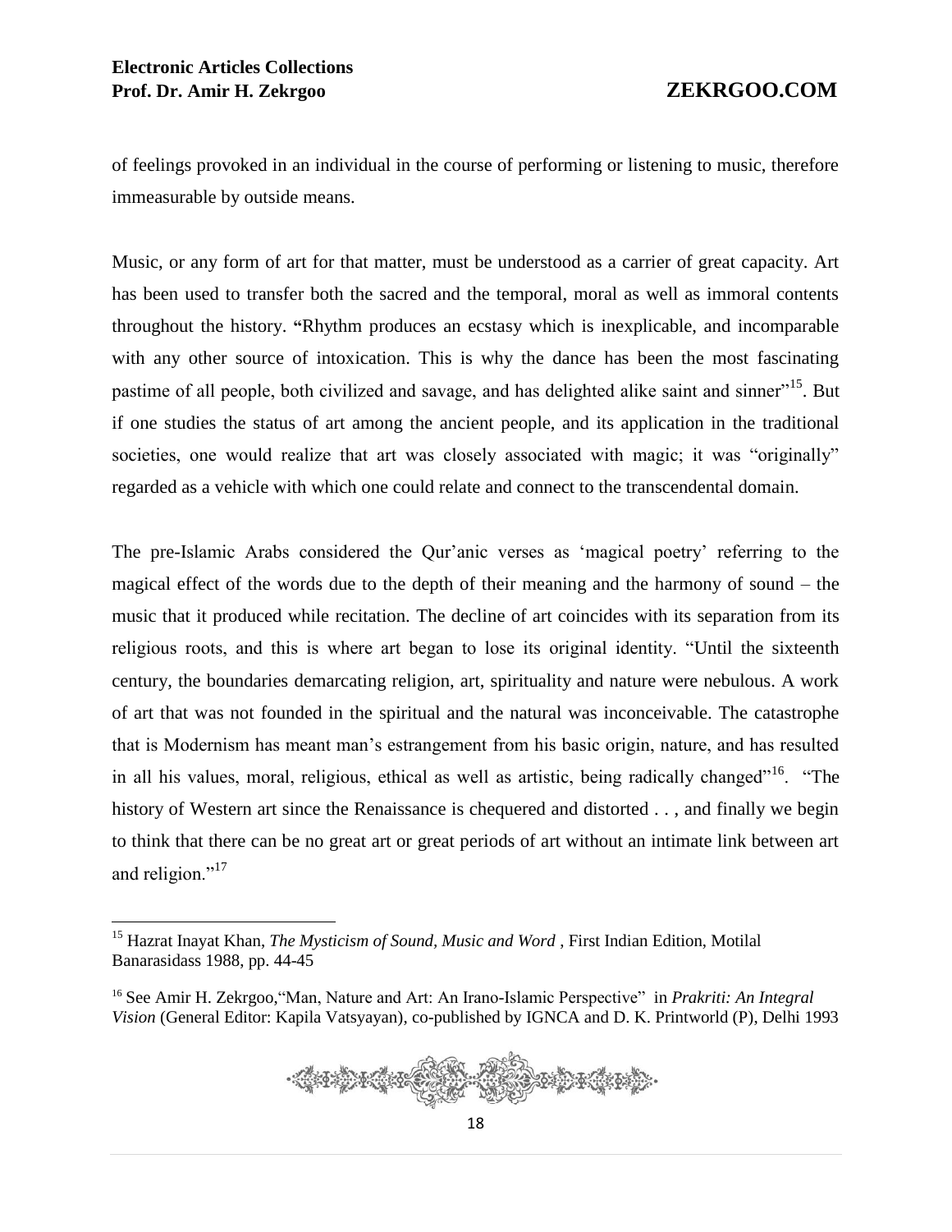of feelings provoked in an individual in the course of performing or listening to music, therefore immeasurable by outside means.

Music, or any form of art for that matter, must be understood as a carrier of great capacity. Art has been used to transfer both the sacred and the temporal, moral as well as immoral contents throughout the history. "Rhythm produces an ecstasy which is inexplicable, and incomparable with any other source of intoxication. This is why the dance has been the most fascinating pastime of all people, both civilized and savage, and has delighted alike saint and sinner"[15]. But if one studies the status of art among the ancient people, and its application in the traditional societies, one would realize that art was closely associated with magic; it was "originally" regarded as a vehicle with which one could relate and connect to the transcendental domain.

The pre-Islamic Arabs considered the Qur'anic verses as 'magical poetry' referring to the magical effect of the words due to the depth of their meaning and the harmony of sound – the music that it produced while recitation. The decline of art coincides with its separation from its religious roots, and this is where art began to lose its original identity. "Until the sixteenth century, the boundaries demarcating religion, art, spirituality and nature were nebulous. A work of art that was not founded in the spiritual and the natural was inconceivable. The catastrophe that is Modernism has meant man's estrangement from his basic origin, nature, and has resulted in all his values, moral, religious, ethical as well as artistic, being radically changed"[16]. "The history of Western art since the Renaissance is chequered and distorted . . , and finally we begin to think that there can be no great art or great periods of art without an intimate link between art and religion."[17]

---

[15] Hazrat Inayat Khan, *The Mysticism of Sound, Music and Word* , First Indian Edition, Motilal Banarasidass 1988, pp. 44-45

[16] See Amir H. Zekrgoo,"Man, Nature and Art: An Irano-Islamic Perspective" in *Prakriti: An Integral Vision* (General Editor: Kapila Vatsyayan), co-published by IGNCA and D. K. Printworld (P), Delhi 1993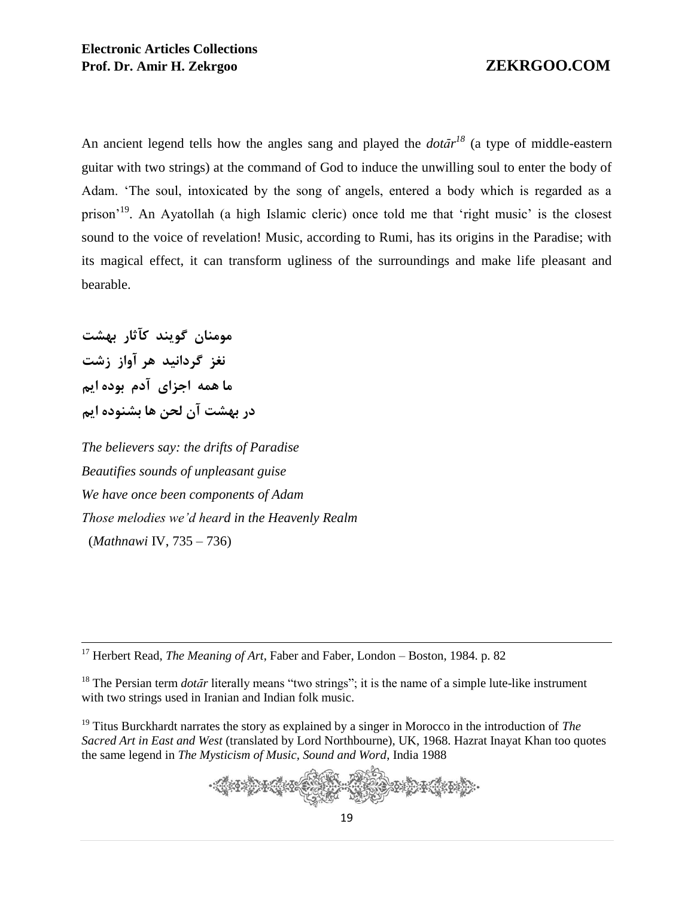An ancient legend tells how the angles sang and played the *dotār*[18] (a type of middle-eastern guitar with two strings) at the command of God to induce the unwilling soul to enter the body of Adam. 'The soul, intoxicated by the song of angels, entered a body which is regarded as a prison'[19]. An Ayatollah (a high Islamic cleric) once told me that 'right music' is the closest sound to the voice of revelation! Music, according to Rumi, has its origins in the Paradise; with its magical effect, it can transform ugliness of the surroundings and make life pleasant and bearable.

**مومنان گویند کآثار بهشت**
**نغز گردانید هر آواز زشت**
**ما همه اجزای آدم بوده ایم**
**در بهشت آن لحن ها بشنوده ایم**

*The believers say: the drifts of Paradise*
*Beautifies sounds of unpleasant guise*
*We have once been components of Adam*
*Those melodies we'd heard in the Heavenly Realm*
(*Mathnawi* IV, 735 – 736)

---

[17] Herbert Read, *The Meaning of Art*, Faber and Faber, London – Boston, 1984. p. 82

[18] The Persian term *dotār* literally means "two strings"; it is the name of a simple lute-like instrument with two strings used in Iranian and Indian folk music.

[19] Titus Burckhardt narrates the story as explained by a singer in Morocco in the introduction of *The Sacred Art in East and West* (translated by Lord Northbourne), UK, 1968. Hazrat Inayat Khan too quotes the same legend in *The Mysticism of Music, Sound and Word*, India 1988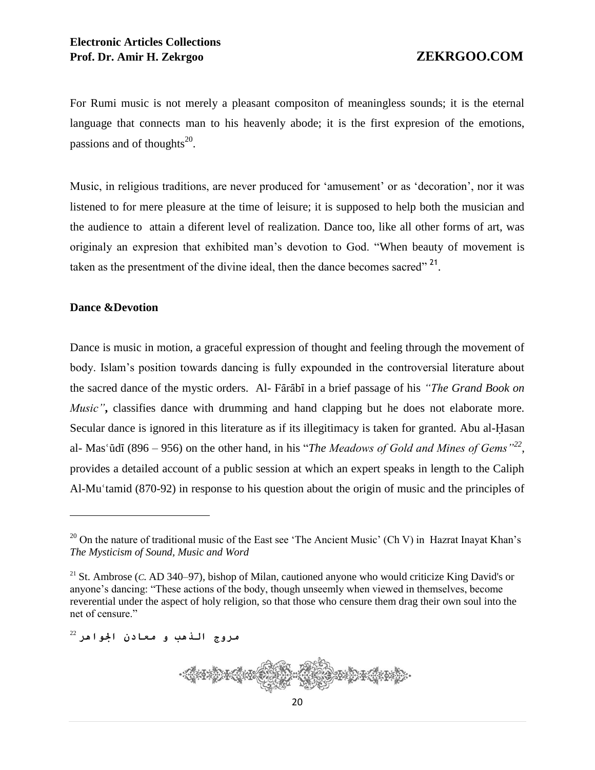For Rumi music is not merely a pleasant compositon of meaningless sounds; it is the eternal language that connects man to his heavenly abode; it is the first expresion of the emotions, passions and of thoughts[20].

Music, in religious traditions, are never produced for 'amusement' or as 'decoration', nor it was listened to for mere pleasure at the time of leisure; it is supposed to help both the musician and the audience to attain a diferent level of realization. Dance too, like all other forms of art, was originaly an expresion that exhibited man's devotion to God. "When beauty of movement is taken as the presentment of the divine ideal, then the dance becomes sacred" [21].

**Dance &Devotion**

Dance is music in motion, a graceful expression of thought and feeling through the movement of body. Islam's position towards dancing is fully expounded in the controversial literature about the sacred dance of the mystic orders. Al- Fārābī in a brief passage of his *"The Grand Book on Music"***,** classifies dance with drumming and hand clapping but he does not elaborate more. Secular dance is ignored in this literature as if its illegitimacy is taken for granted. Abu al-Ḥasan al- Masʿūdī (896 – 956) on the other hand, in his "*The Meadows of Gold and Mines of Gems"*[22], provides a detailed account of a public session at which an expert speaks in length to the Caliph Al-Muʿtamid (870-92) in response to his question about the origin of music and the principles of

---

[20] On the nature of traditional music of the East see 'The Ancient Music' (Ch V) in Hazrat Inayat Khan's *The Mysticism of Sound, Music and Word*

[21] St. Ambrose (*C.* AD 340–97), bishop of Milan, cautioned anyone who would criticize King David's or anyone's dancing: "These actions of the body, though unseemly when viewed in themselves, become reverential under the aspect of holy religion, so that those who censure them drag their own soul into the net of censure."

[22] مروج الذهب و معادن الجواهر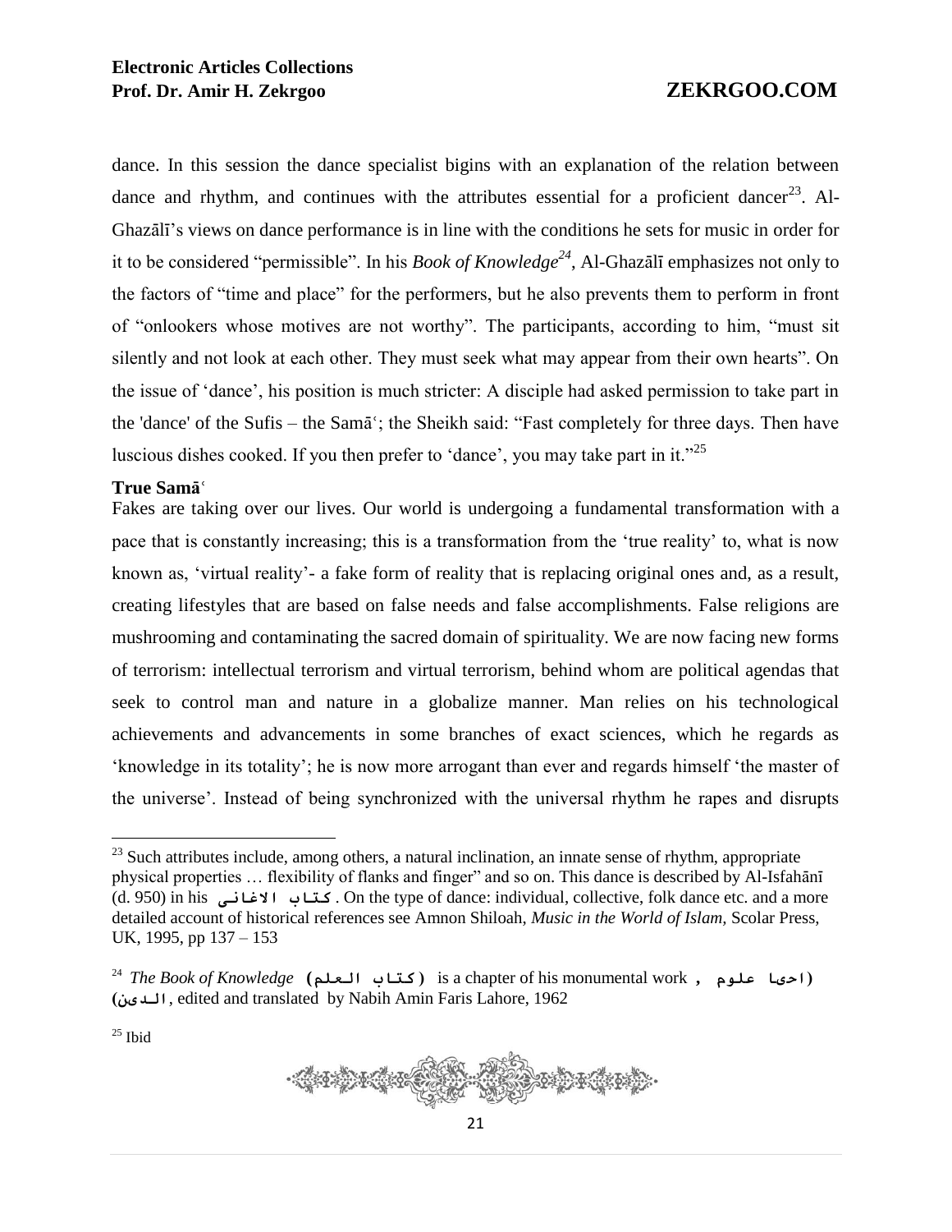dance. In this session the dance specialist bigins with an explanation of the relation between dance and rhythm, and continues with the attributes essential for a proficient dancer[23]. Al-Ghazālī's views on dance performance is in line with the conditions he sets for music in order for it to be considered "permissible". In his *Book of Knowledge*[24], Al-Ghazālī emphasizes not only to the factors of "time and place" for the performers, but he also prevents them to perform in front of "onlookers whose motives are not worthy". The participants, according to him, "must sit silently and not look at each other. They must seek what may appear from their own hearts". On the issue of 'dance', his position is much stricter: A disciple had asked permission to take part in the 'dance' of the Sufis – the Samāʿ; the Sheikh said: "Fast completely for three days. Then have luscious dishes cooked. If you then prefer to 'dance', you may take part in it."[25]

**True Samāʿ**

Fakes are taking over our lives. Our world is undergoing a fundamental transformation with a pace that is constantly increasing; this is a transformation from the 'true reality' to, what is now known as, 'virtual reality'- a fake form of reality that is replacing original ones and, as a result, creating lifestyles that are based on false needs and false accomplishments. False religions are mushrooming and contaminating the sacred domain of spirituality. We are now facing new forms of terrorism: intellectual terrorism and virtual terrorism, behind whom are political agendas that seek to control man and nature in a globalize manner. Man relies on his technological achievements and advancements in some branches of exact sciences, which he regards as 'knowledge in its totality'; he is now more arrogant than ever and regards himself 'the master of the universe'. Instead of being synchronized with the universal rhythm he rapes and disrupts

---

[23] Such attributes include, among others, a natural inclination, an innate sense of rhythm, appropriate physical properties … flexibility of flanks and finger" and so on. This dance is described by Al-Isfahānī (d. 950) in his كتاب الاغانى . On the type of dance: individual, collective, folk dance etc. and a more detailed account of historical references see Amnon Shiloah, *Music in the World of Islam*, Scolar Press, UK, 1995, pp 137 – 153

[24] *The Book of Knowledge* (كتاب العلم) is a chapter of his monumental work , (احيا علوم الدين), edited and translated by Nabih Amin Faris Lahore, 1962

[25] Ibid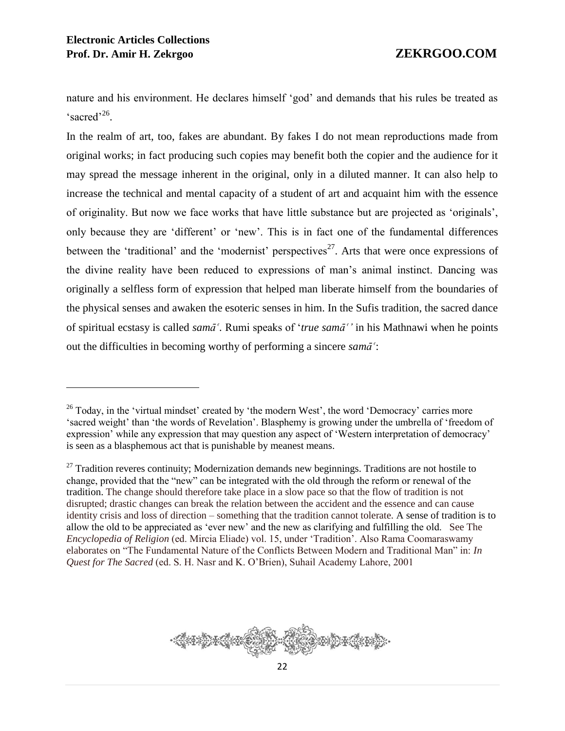nature and his environment. He declares himself 'god' and demands that his rules be treated as 'sacred'[26].

In the realm of art, too, fakes are abundant. By fakes I do not mean reproductions made from original works; in fact producing such copies may benefit both the copier and the audience for it may spread the message inherent in the original, only in a diluted manner. It can also help to increase the technical and mental capacity of a student of art and acquaint him with the essence of originality. But now we face works that have little substance but are projected as 'originals', only because they are 'different' or 'new'. This is in fact one of the fundamental differences between the 'traditional' and the 'modernist' perspectives[27]. Arts that were once expressions of the divine reality have been reduced to expressions of man's animal instinct. Dancing was originally a selfless form of expression that helped man liberate himself from the boundaries of the physical senses and awaken the esoteric senses in him. In the Sufis tradition, the sacred dance of spiritual ecstasy is called *samāʿ*. Rumi speaks of '*true samāʿ'* in his Mathnawi when he points out the difficulties in becoming worthy of performing a sincere *samāʿ*:

---

[26] Today, in the 'virtual mindset' created by 'the modern West', the word 'Democracy' carries more 'sacred weight' than 'the words of Revelation'. Blasphemy is growing under the umbrella of 'freedom of expression' while any expression that may question any aspect of 'Western interpretation of democracy' is seen as a blasphemous act that is punishable by meanest means.

[27] Tradition reveres continuity; Modernization demands new beginnings. Traditions are not hostile to change, provided that the "new" can be integrated with the old through the reform or renewal of the tradition. The change should therefore take place in a slow pace so that the flow of tradition is not disrupted; drastic changes can break the relation between the accident and the essence and can cause identity crisis and loss of direction – something that the tradition cannot tolerate. A sense of tradition is to allow the old to be appreciated as 'ever new' and the new as clarifying and fulfilling the old. See The *Encyclopedia of Religion* (ed. Mircia Eliade) vol. 15, under 'Tradition'. Also Rama Coomaraswamy elaborates on "The Fundamental Nature of the Conflicts Between Modern and Traditional Man" in: *In Quest for The Sacred* (ed. S. H. Nasr and K. O'Brien), Suhail Academy Lahore, 2001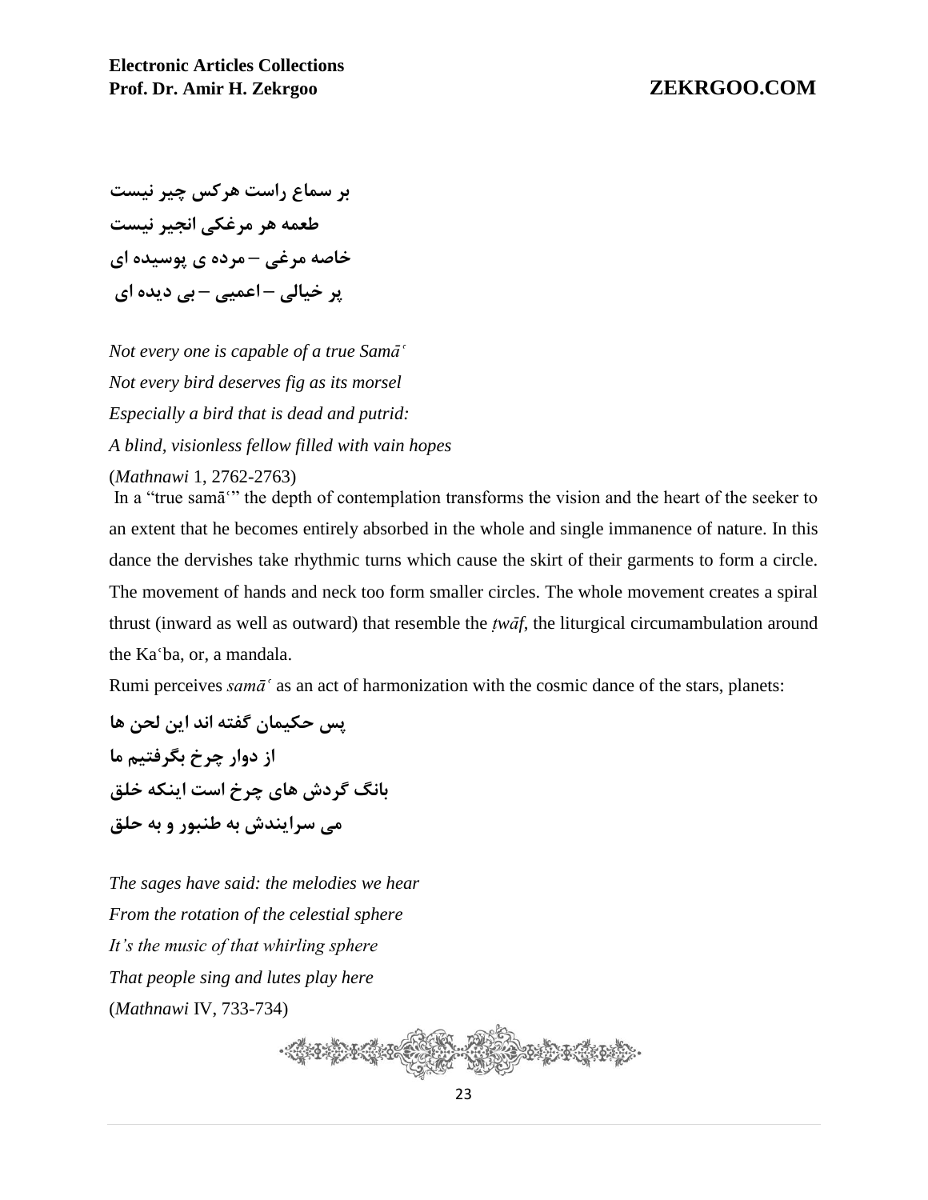بر سماع راست هرکس چیر نیست
طعمه هر مرغکی انجیر نیست
خاصه مرغی – مرده ی پوسیده ای
پر خیالی – اعمیی – بی دیده ای

*Not every one is capable of a true Samāʿ*
*Not every bird deserves fig as its morsel*
*Especially a bird that is dead and putrid:*
*A blind, visionless fellow filled with vain hopes*
(*Mathnawi* 1, 2762-2763)

In a "true samāʿ" the depth of contemplation transforms the vision and the heart of the seeker to an extent that he becomes entirely absorbed in the whole and single immanence of nature. In this dance the dervishes take rhythmic turns which cause the skirt of their garments to form a circle. The movement of hands and neck too form smaller circles. The whole movement creates a spiral thrust (inward as well as outward) that resemble the *ṭwāf*, the liturgical circumambulation around the Kaʿba, or, a mandala.

Rumi perceives *samāʿ* as an act of harmonization with the cosmic dance of the stars, planets:

پس حکیمان گفته اند این لحن ها
از دوار چرخ بگرفتیم ما
بانگ گردش های چرخ است اینکه خلق
می سرایندش به طنبور و به حلق

*The sages have said: the melodies we hear*
*From the rotation of the celestial sphere*
*It's the music of that whirling sphere*
*That people sing and lutes play here*
(*Mathnawi* IV, 733-734)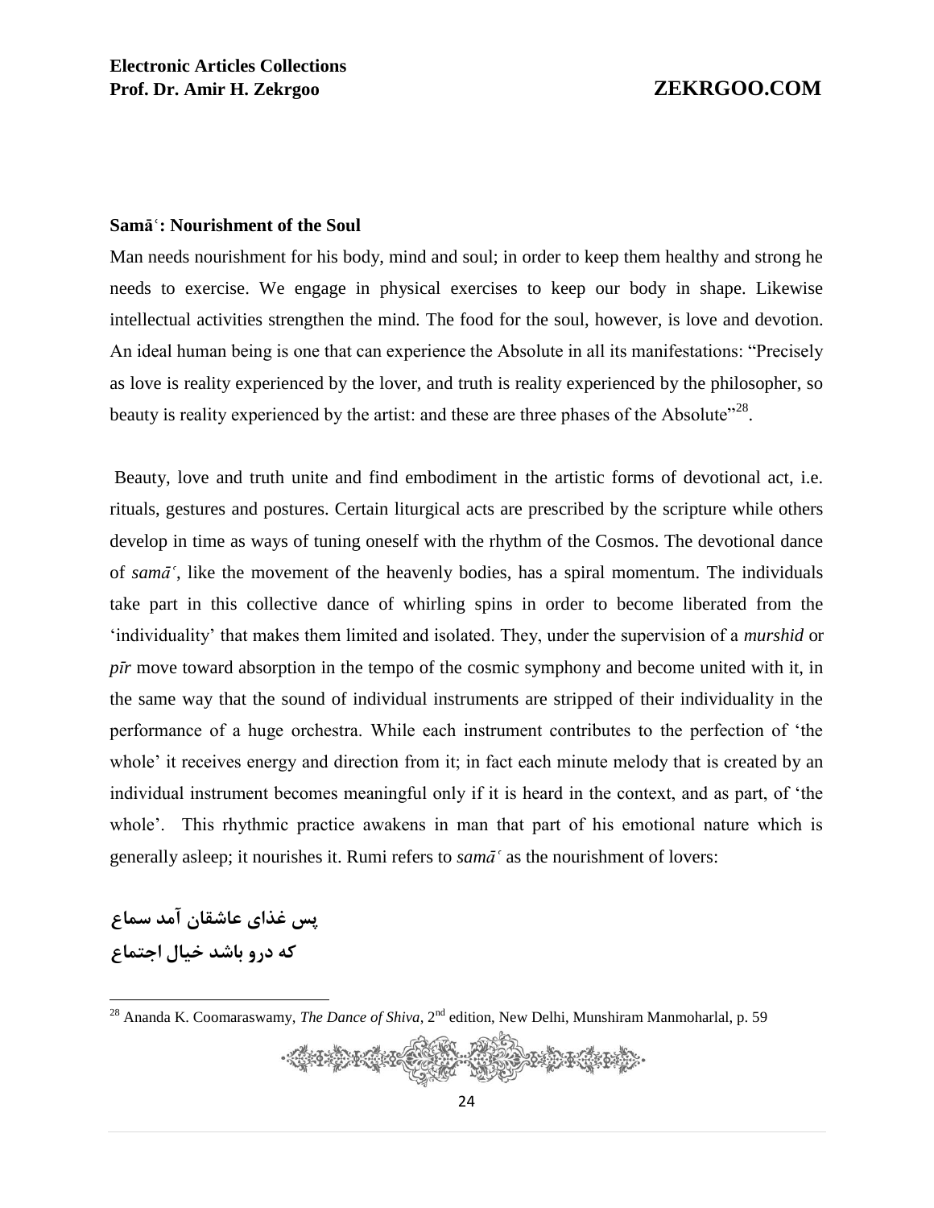**Samāʿ: Nourishment of the Soul**

Man needs nourishment for his body, mind and soul; in order to keep them healthy and strong he needs to exercise. We engage in physical exercises to keep our body in shape. Likewise intellectual activities strengthen the mind. The food for the soul, however, is love and devotion. An ideal human being is one that can experience the Absolute in all its manifestations: "Precisely as love is reality experienced by the lover, and truth is reality experienced by the philosopher, so beauty is reality experienced by the artist: and these are three phases of the Absolute"[28].

Beauty, love and truth unite and find embodiment in the artistic forms of devotional act, i.e. rituals, gestures and postures. Certain liturgical acts are prescribed by the scripture while others develop in time as ways of tuning oneself with the rhythm of the Cosmos. The devotional dance of *samāʿ*, like the movement of the heavenly bodies, has a spiral momentum. The individuals take part in this collective dance of whirling spins in order to become liberated from the 'individuality' that makes them limited and isolated. They, under the supervision of a *murshid* or *pīr* move toward absorption in the tempo of the cosmic symphony and become united with it, in the same way that the sound of individual instruments are stripped of their individuality in the performance of a huge orchestra. While each instrument contributes to the perfection of 'the whole' it receives energy and direction from it; in fact each minute melody that is created by an individual instrument becomes meaningful only if it is heard in the context, and as part, of 'the whole'. This rhythmic practice awakens in man that part of his emotional nature which is generally asleep; it nourishes it. Rumi refers to *samāʿ* as the nourishment of lovers:

**پس غذای عاشقان آمد سماع**
**که درو باشد خیال اجتماع**

---

[28] Ananda K. Coomaraswamy, *The Dance of Shiva*, 2nd edition, New Delhi, Munshiram Manmoharlal, p. 59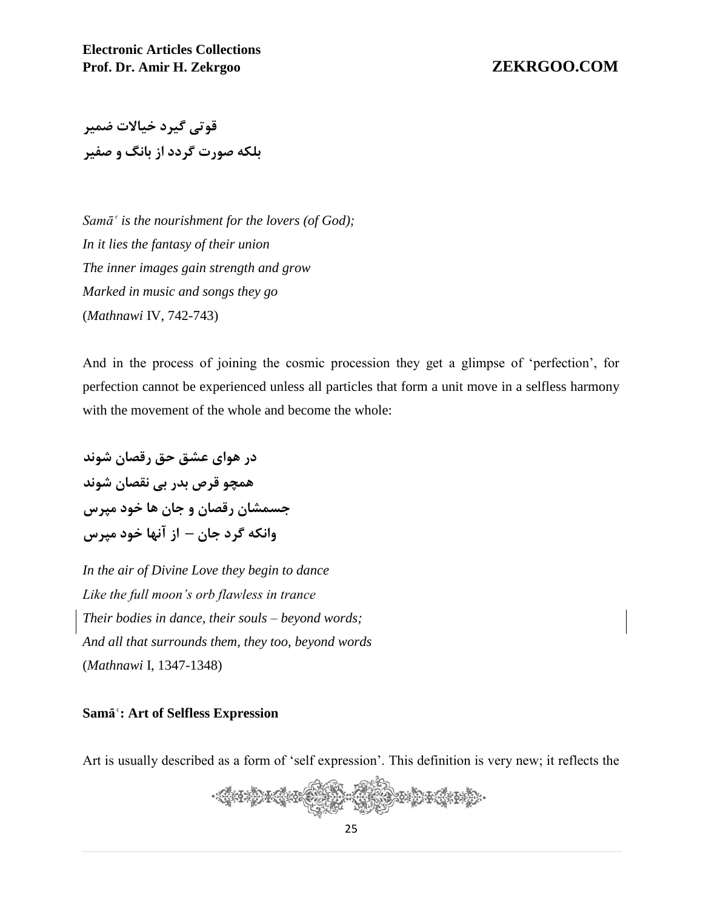قوتی گیرد خیالات ضمیر
بلکه صورت گردد از بانگ و صفیر

*Samāʿ is the nourishment for the lovers (of God);*
*In it lies the fantasy of their union*
*The inner images gain strength and grow*
*Marked in music and songs they go*
(*Mathnawi* IV, 742-743)

And in the process of joining the cosmic procession they get a glimpse of 'perfection', for perfection cannot be experienced unless all particles that form a unit move in a selfless harmony with the movement of the whole and become the whole:

در هوای عشق حق رقصان شوند
همچو قرص بدر بی نقصان شوند
جسمشان رقصان و جان ها خود مپرس
وانکه گرد جان – از آنها خود مپرس

*In the air of Divine Love they begin to dance*
*Like the full moon's orb flawless in trance*
*Their bodies in dance, their souls – beyond words;*
*And all that surrounds them, they too, beyond words*
(*Mathnawi* I, 1347-1348)

**Samāʿ: Art of Selfless Expression**

Art is usually described as a form of 'self expression'. This definition is very new; it reflects the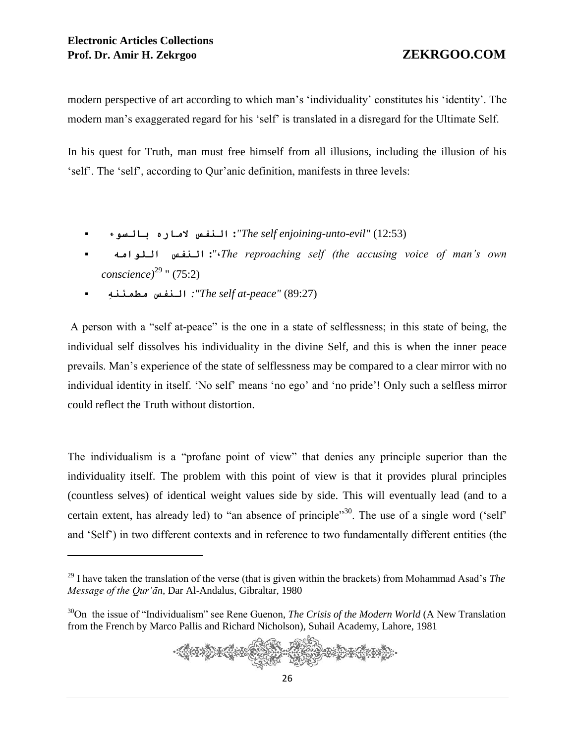modern perspective of art according to which man's 'individuality' constitutes his 'identity'. The modern man's exaggerated regard for his 'self' is translated in a disregard for the Ultimate Self.

In his quest for Truth, man must free himself from all illusions, including the illusion of his 'self'. The 'self', according to Qur'anic definition, manifests in three levels:

- النفس لاماره بالسوء: *"The self enjoining-unto-evil"* (12:53)
- النفس اللوامه: "*The reproaching self (the accusing voice of man's own conscience)*[29] " (75:2)
- النفس مطمئنهِ: *"The self at-peace"* (89:27)

A person with a "self at-peace" is the one in a state of selflessness; in this state of being, the individual self dissolves his individuality in the divine Self, and this is when the inner peace prevails. Man's experience of the state of selflessness may be compared to a clear mirror with no individual identity in itself. 'No self' means 'no ego' and 'no pride'! Only such a selfless mirror could reflect the Truth without distortion.

The individualism is a "profane point of view" that denies any principle superior than the individuality itself. The problem with this point of view is that it provides plural principles (countless selves) of identical weight values side by side. This will eventually lead (and to a certain extent, has already led) to "an absence of principle"[30]. The use of a single word ('self' and 'Self') in two different contexts and in reference to two fundamentally different entities (the

---

[29] I have taken the translation of the verse (that is given within the brackets) from Mohammad Asad's *The Message of the Qur'ān*, Dar Al-Andalus, Gibraltar, 1980

[30] On the issue of "Individualism" see Rene Guenon, *The Crisis of the Modern World* (A New Translation from the French by Marco Pallis and Richard Nicholson), Suhail Academy, Lahore, 1981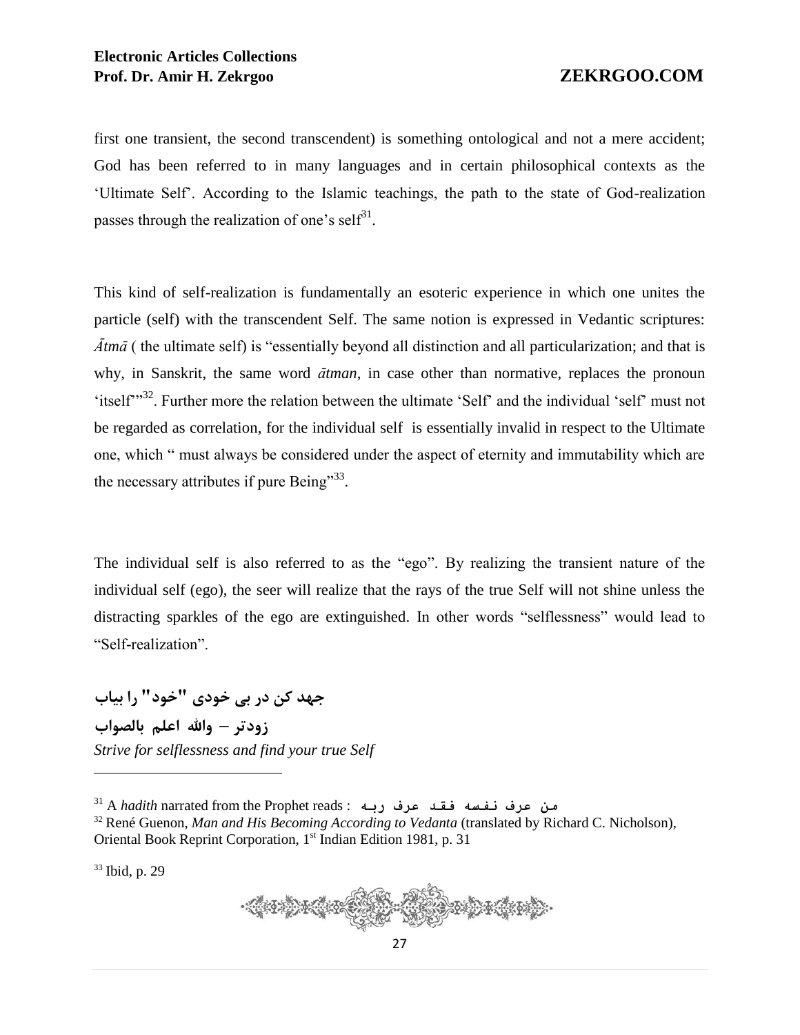first one transient, the second transcendent) is something ontological and not a mere accident; God has been referred to in many languages and in certain philosophical contexts as the 'Ultimate Self'. According to the Islamic teachings, the path to the state of God-realization passes through the realization of one's self[31].

This kind of self-realization is fundamentally an esoteric experience in which one unites the particle (self) with the transcendent Self. The same notion is expressed in Vedantic scriptures: *Ātmā* ( the ultimate self) is "essentially beyond all distinction and all particularization; and that is why, in Sanskrit, the same word *ātman*, in case other than normative, replaces the pronoun 'itself'"[32]. Further more the relation between the ultimate 'Self' and the individual 'self' must not be regarded as correlation, for the individual self is essentially invalid in respect to the Ultimate one, which " must always be considered under the aspect of eternity and immutability which are the necessary attributes if pure Being"[33].

The individual self is also referred to as the "ego". By realizing the transient nature of the individual self (ego), the seer will realize that the rays of the true Self will not shine unless the distracting sparkles of the ego are extinguished. In other words "selflessness" would lead to "Self-realization".

**جهد کن در بی خودی "خود" را بیاب**
**زودتر – والله اعلم بالصواب**
*Strive for selflessness and find your true Self*

---

[31] A *hadith* narrated from the Prophet reads : من عرف نفسه فقد عرف ربه

[32] René Guenon, *Man and His Becoming According to Vedanta* (translated by Richard C. Nicholson), Oriental Book Reprint Corporation, 1st Indian Edition 1981, p. 31

[33] Ibid, p. 29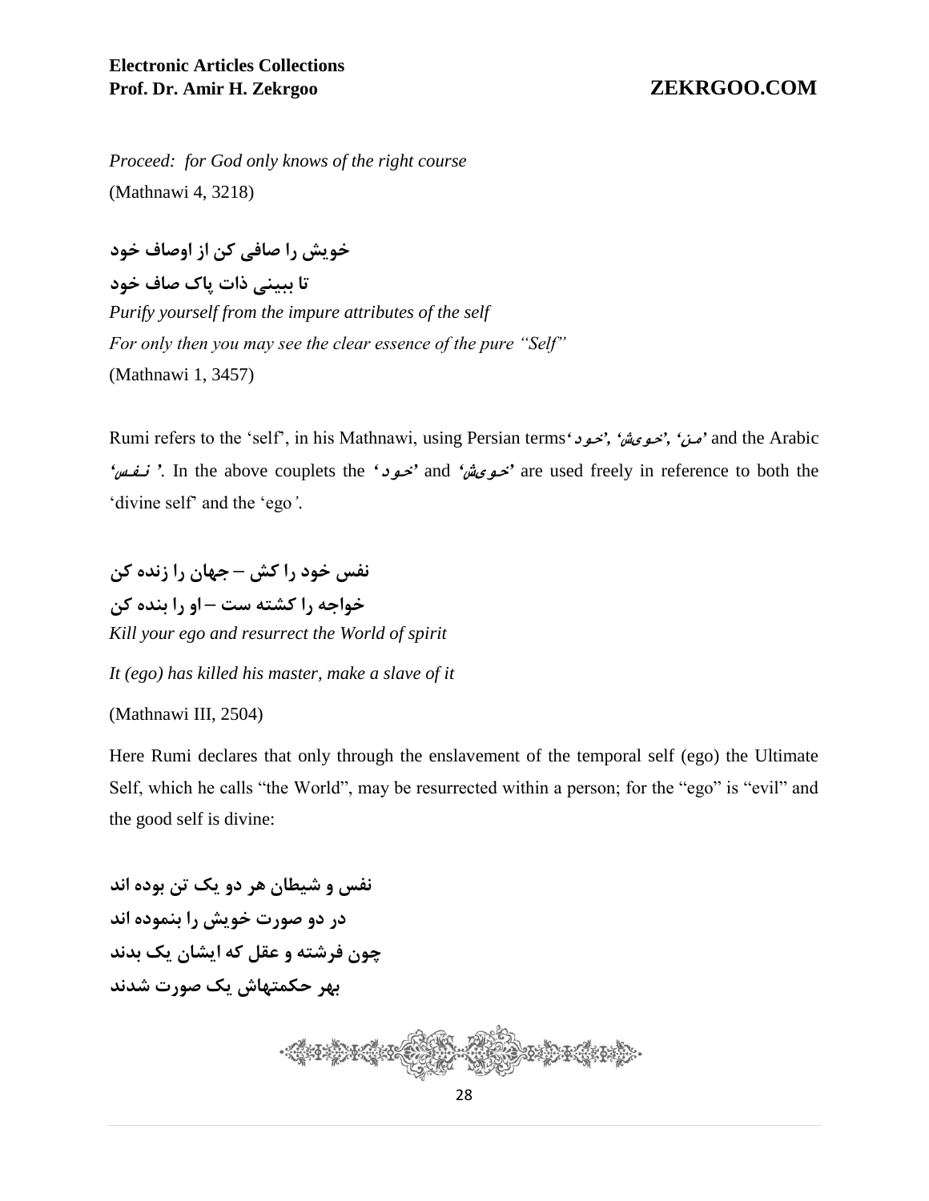*Proceed: for God only knows of the right course*
(Mathnawi 4, 3218)

**خویش را صافی کن از اوصاف خود**
**تا ببینی ذات پاک صاف خود**
*Purify yourself from the impure attributes of the self*
*For only then you may see the clear essence of the pure "Self"*
(Mathnawi 1, 3457)

Rumi refers to the 'self', in his Mathnawi, using Persian terms '*خود*', '*خویش*', '*من*' and the Arabic '*نفس*'. In the above couplets the '*خود*' and '*خویش*' are used freely in reference to both the 'divine self' and the 'ego'.

**نفس خود را کش – جهان را زنده کن**
**خواجه را کشته ست – او را بنده کن**
*Kill your ego and resurrect the World of spirit*

*It (ego) has killed his master, make a slave of it*

(Mathnawi III, 2504)

Here Rumi declares that only through the enslavement of the temporal self (ego) the Ultimate Self, which he calls "the World", may be resurrected within a person; for the "ego" is "evil" and the good self is divine:

**نفس و شیطان هر دو یک تن بوده اند**
**در دو صورت خویش را بنموده اند**
**چون فرشته و عقل که ایشان یک بدند**
**بهر حکمتهاش یک صورت شدند**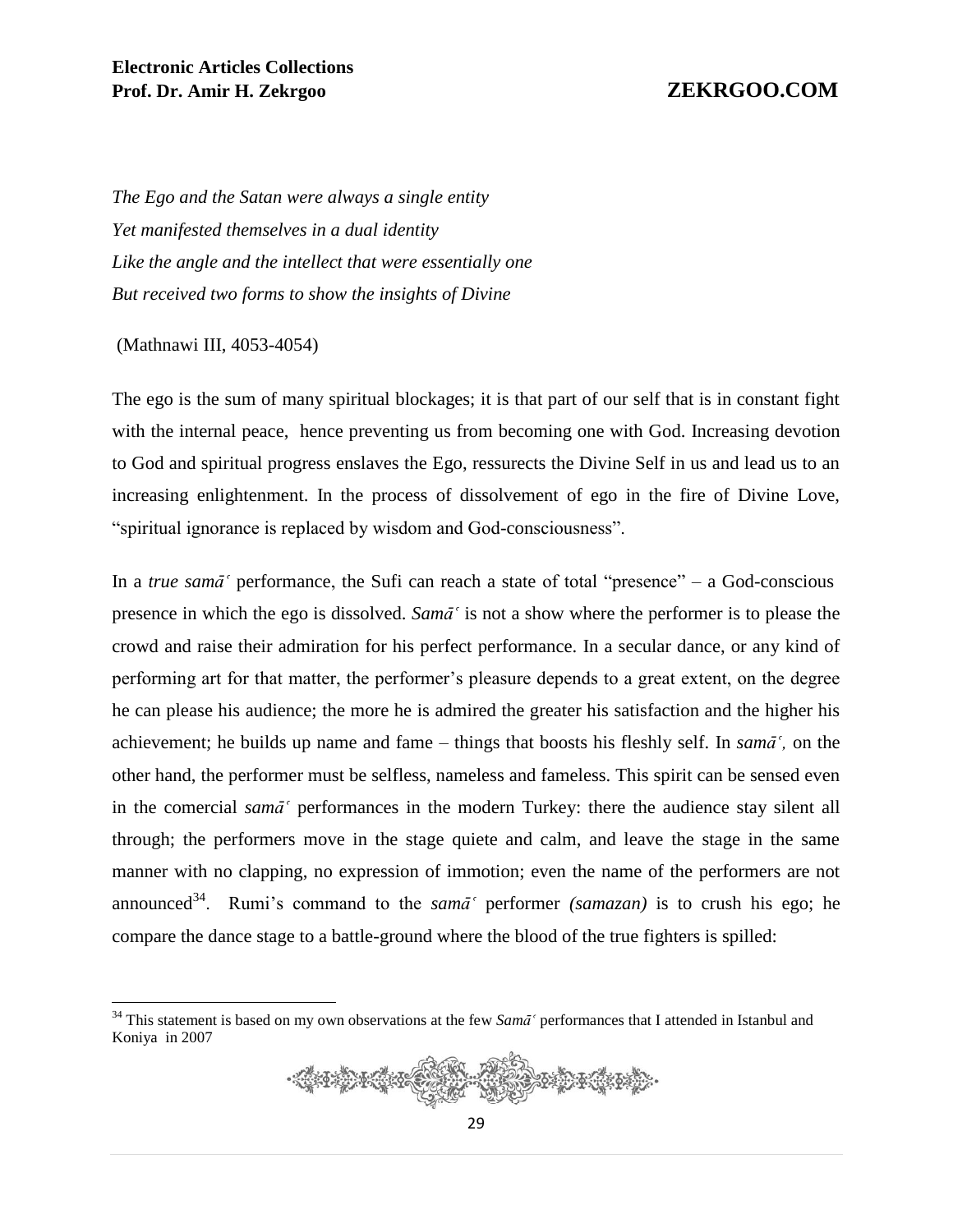*The Ego and the Satan were always a single entity*
*Yet manifested themselves in a dual identity*
*Like the angle and the intellect that were essentially one*
*But received two forms to show the insights of Divine*

(Mathnawi III, 4053-4054)

The ego is the sum of many spiritual blockages; it is that part of our self that is in constant fight with the internal peace, hence preventing us from becoming one with God. Increasing devotion to God and spiritual progress enslaves the Ego, ressurects the Divine Self in us and lead us to an increasing enlightenment. In the process of dissolvement of ego in the fire of Divine Love, "spiritual ignorance is replaced by wisdom and God-consciousness".

In a *true samāʿ* performance, the Sufi can reach a state of total "presence" – a God-conscious presence in which the ego is dissolved. *Samāʿ* is not a show where the performer is to please the crowd and raise their admiration for his perfect performance. In a secular dance, or any kind of performing art for that matter, the performer's pleasure depends to a great extent, on the degree he can please his audience; the more he is admired the greater his satisfaction and the higher his achievement; he builds up name and fame – things that boosts his fleshly self. In *samāʿ,* on the other hand, the performer must be selfless, nameless and fameless. This spirit can be sensed even in the comercial *samāʿ* performances in the modern Turkey: there the audience stay silent all through; the performers move in the stage quiete and calm, and leave the stage in the same manner with no clapping, no expression of immotion; even the name of the performers are not announced[34]. Rumi's command to the *samāʿ* performer *(samazan)* is to crush his ego; he compare the dance stage to a battle-ground where the blood of the true fighters is spilled:

[34] This statement is based on my own observations at the few *Samāʿ* performances that I attended in Istanbul and Koniya in 2007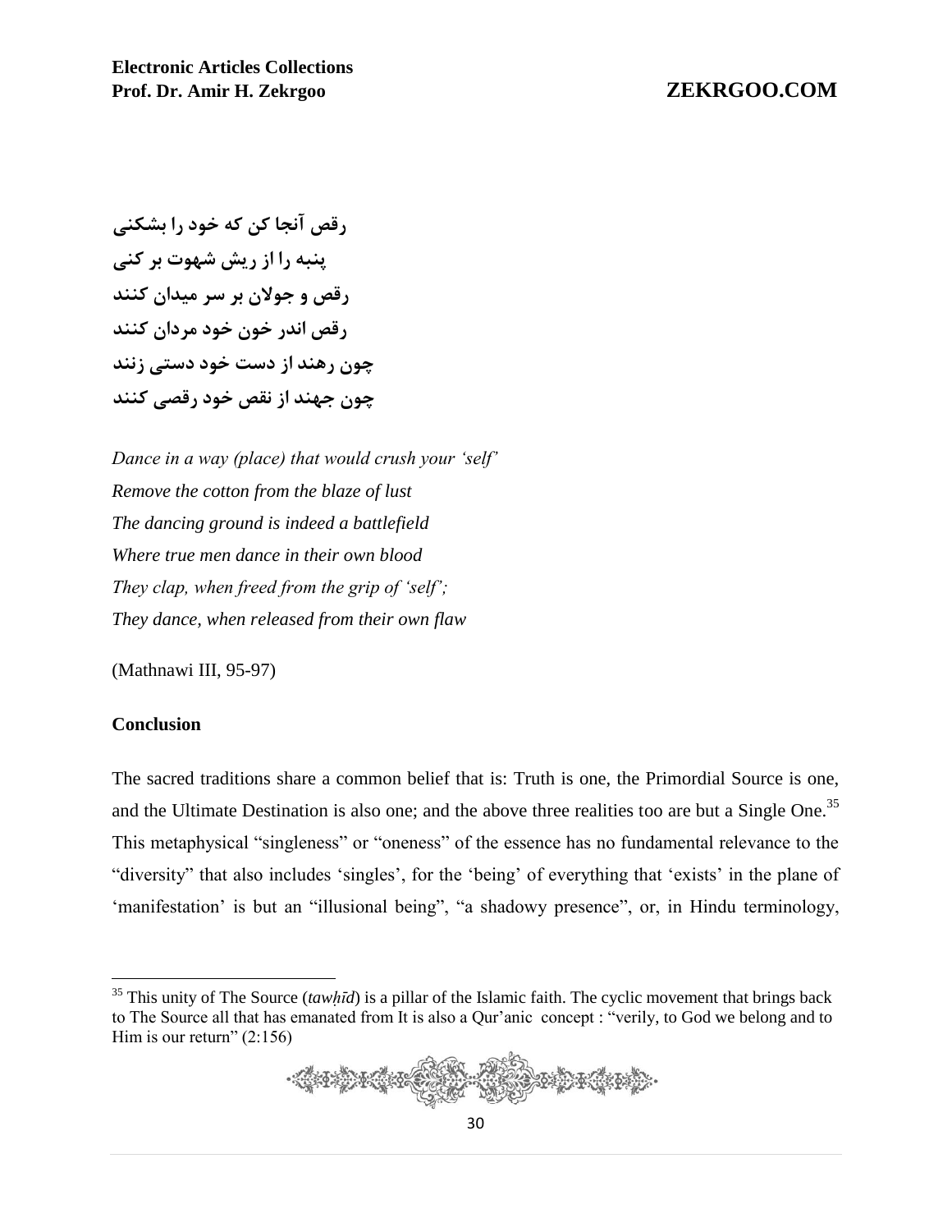رقص آنجا کن که خود را بشکنی
پنبه را از ریش شهوت بر کنی
رقص و جولان بر سر میدان کنند
رقص اندر خون خود مردان کنند
چون رهند از دست خود دستی زنند
چون جهند از نقص خود رقصی کنند

*Dance in a way (place) that would crush your 'self'*
*Remove the cotton from the blaze of lust*
*The dancing ground is indeed a battlefield*
*Where true men dance in their own blood*
*They clap, when freed from the grip of 'self';*
*They dance, when released from their own flaw*

(Mathnawi III, 95-97)

**Conclusion**

The sacred traditions share a common belief that is: Truth is one, the Primordial Source is one, and the Ultimate Destination is also one; and the above three realities too are but a Single One.[35] This metaphysical "singleness" or "oneness" of the essence has no fundamental relevance to the "diversity" that also includes 'singles', for the 'being' of everything that 'exists' in the plane of 'manifestation' is but an "illusional being", "a shadowy presence", or, in Hindu terminology,

---

[35] This unity of The Source (*tawḥīd*) is a pillar of the Islamic faith. The cyclic movement that brings back to The Source all that has emanated from It is also a Qur'anic concept : "verily, to God we belong and to Him is our return" (2:156)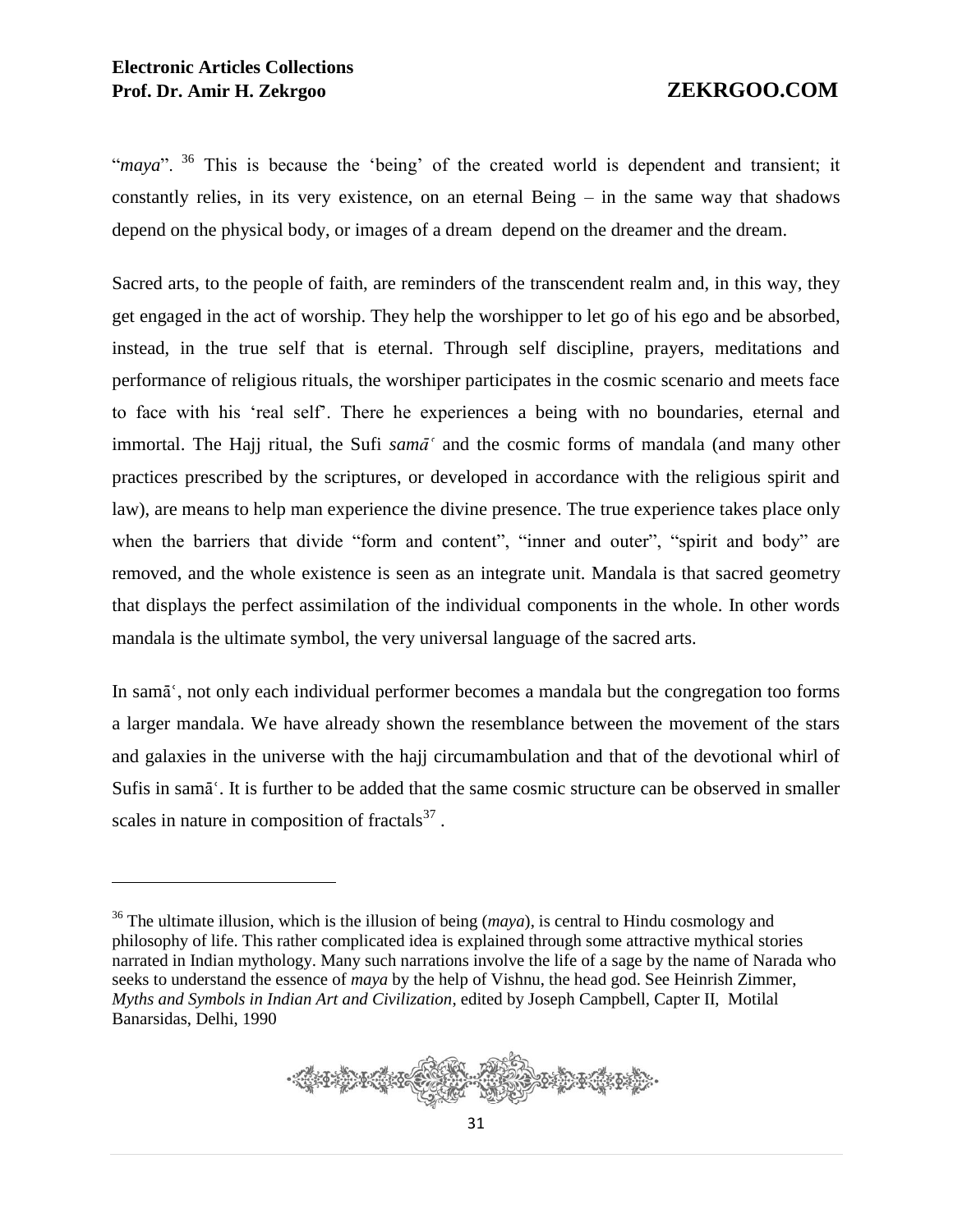"*maya*". [36] This is because the 'being' of the created world is dependent and transient; it constantly relies, in its very existence, on an eternal Being – in the same way that shadows depend on the physical body, or images of a dream depend on the dreamer and the dream.

Sacred arts, to the people of faith, are reminders of the transcendent realm and, in this way, they get engaged in the act of worship. They help the worshipper to let go of his ego and be absorbed, instead, in the true self that is eternal. Through self discipline, prayers, meditations and performance of religious rituals, the worshiper participates in the cosmic scenario and meets face to face with his 'real self'. There he experiences a being with no boundaries, eternal and immortal. The Hajj ritual, the Sufi *samāʿ* and the cosmic forms of mandala (and many other practices prescribed by the scriptures, or developed in accordance with the religious spirit and law), are means to help man experience the divine presence. The true experience takes place only when the barriers that divide "form and content", "inner and outer", "spirit and body" are removed, and the whole existence is seen as an integrate unit. Mandala is that sacred geometry that displays the perfect assimilation of the individual components in the whole. In other words mandala is the ultimate symbol, the very universal language of the sacred arts.

In samāʿ, not only each individual performer becomes a mandala but the congregation too forms a larger mandala. We have already shown the resemblance between the movement of the stars and galaxies in the universe with the hajj circumambulation and that of the devotional whirl of Sufis in samāʿ. It is further to be added that the same cosmic structure can be observed in smaller scales in nature in composition of fractals[37] .

---

[36] The ultimate illusion, which is the illusion of being (*maya*), is central to Hindu cosmology and philosophy of life. This rather complicated idea is explained through some attractive mythical stories narrated in Indian mythology. Many such narrations involve the life of a sage by the name of Narada who seeks to understand the essence of *maya* by the help of Vishnu, the head god. See Heinrish Zimmer, *Myths and Symbols in Indian Art and Civilization*, edited by Joseph Campbell, Capter II, Motilal Banarsidas, Delhi, 1990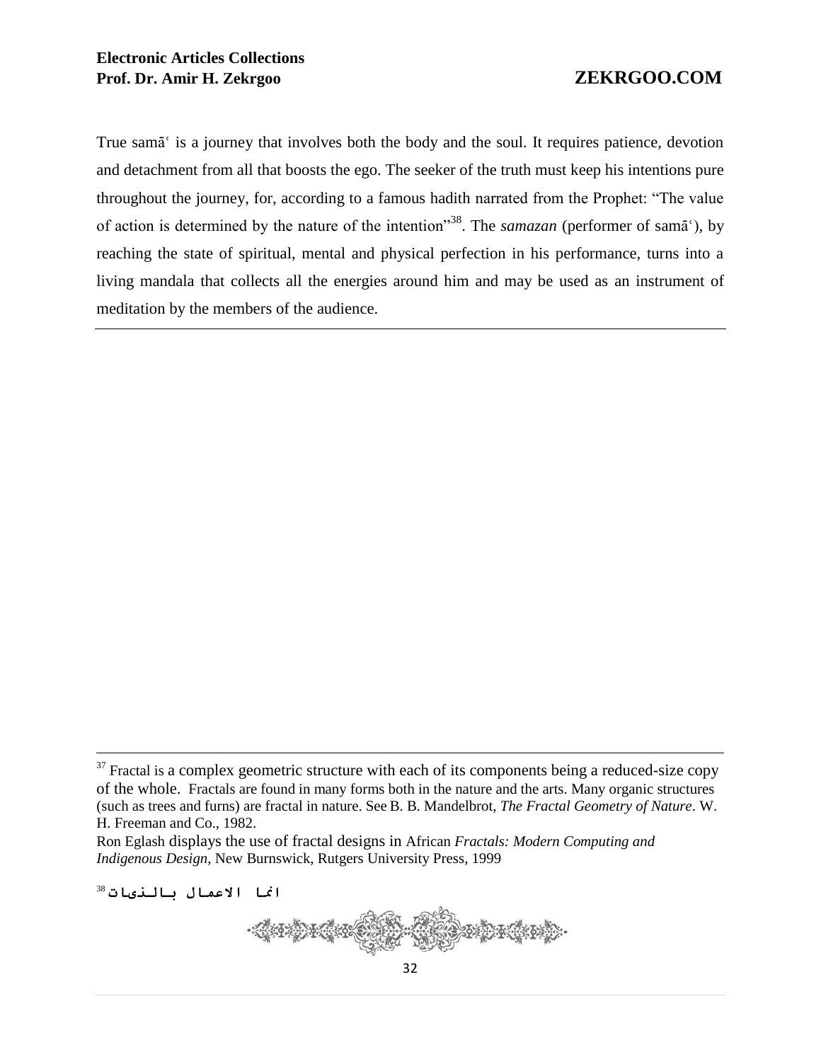True samāʿ is a journey that involves both the body and the soul. It requires patience, devotion and detachment from all that boosts the ego. The seeker of the truth must keep his intentions pure throughout the journey, for, according to a famous hadith narrated from the Prophet: "The value of action is determined by the nature of the intention"[38]. The *samazan* (performer of samāʿ), by reaching the state of spiritual, mental and physical perfection in his performance, turns into a living mandala that collects all the energies around him and may be used as an instrument of meditation by the members of the audience.

---

[37] Fractal is a complex geometric structure with each of its components being a reduced-size copy of the whole. Fractals are found in many forms both in the nature and the arts. Many organic structures (such as trees and furns) are fractal in nature. See B. B. Mandelbrot, *The Fractal Geometry of Nature*. W. H. Freeman and Co., 1982.

Ron Eglash displays the use of fractal designs in African *Fractals: Modern Computing and Indigenous Design*, New Burnswick, Rutgers University Press, 1999

[38] انما الاعمال بالنیات